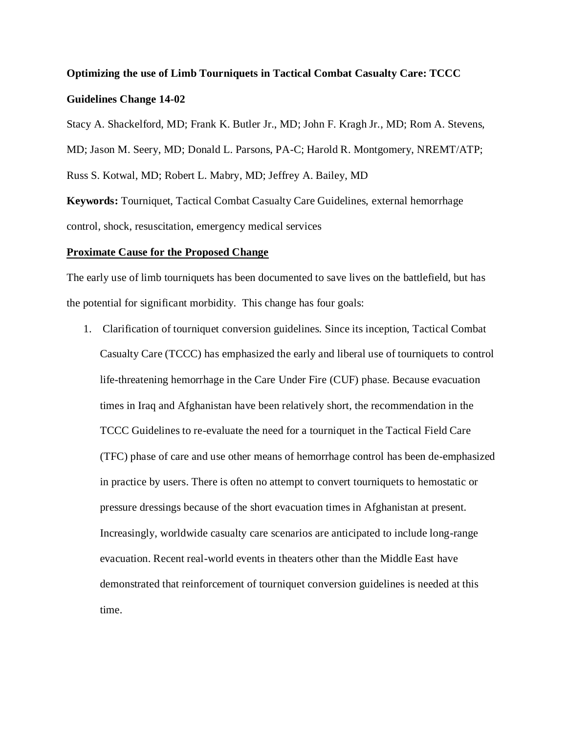# Optimizing the use of Limb Tourniquets in Tactical Combat Casualty Care: TCCC Guidelines Change 14-02

Stacy A. Shackelford, MD; Frank K. Butler Jr., MD; John F. Kragh Jr., MD; Rom A. Stevens, MD; Jason M. Seery, MD; Donald L. Parsons, PA-C; Harold R. Montgomery, NREMT/ATP; Russ S. Kotwal, MD; Robert L. Mabry, MD; Jeffrey A. Bailey, MD

**Keywords:** Tourniquet, Tactical Combat Casualty Care Guidelines, external hemorrhage control, shock, resuscitation, emergency medical services

## Proximate Cause for the Proposed Change

The early use of limb tourniquets has been documented to save lives on the battlefield, but has the potential for significant morbidity. This change has four goals:

1. Clarification of tourniquet conversion guidelines. Since its inception, Tactical Combat Casualty Care (TCCC) has emphasized the early and liberal use of tourniquets to control life-threatening hemorrhage in the Care Under Fire (CUF) phase. Because evacuation times in Iraq and Afghanistan have been relatively short, the recommendation in the TCCC Guidelines to re-evaluate the need for a tourniquet in the Tactical Field Care (TFC) phase of care and use other means of hemorrhage control has been de-emphasized in practice by users. There is often no attempt to convert tourniquets to hemostatic or pressure dressings because of the short evacuation times in Afghanistan at present. Increasingly, worldwide casualty care scenarios are anticipated to include long-range evacuation. Recent real-world events in theaters other than the Middle East have demonstrated that reinforcement of tourniquet conversion guidelines is needed at this time.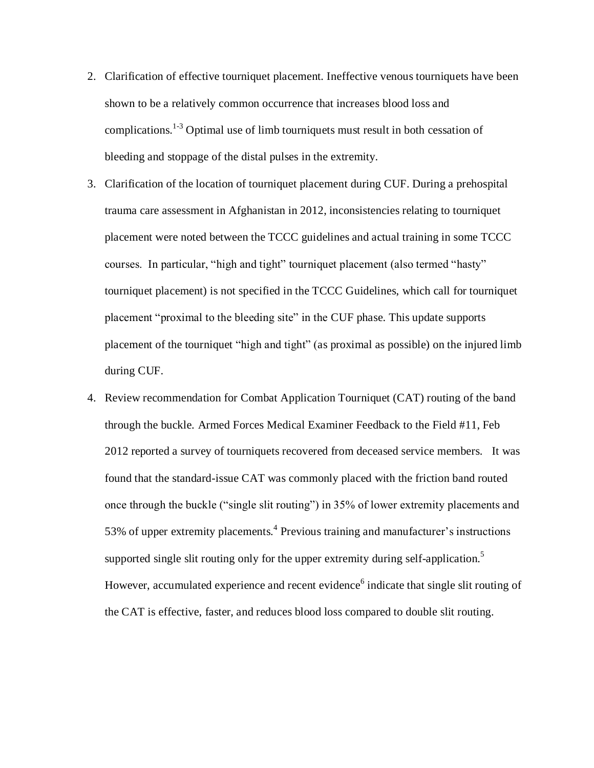2. Clarification of effective tourniquet placement. Ineffective venous tourniquets have been shown to be a relatively common occurrence that increases blood loss and complications.[1-3] Optimal use of limb tourniquets must result in both cessation of bleeding and stoppage of the distal pulses in the extremity.

3. Clarification of the location of tourniquet placement during CUF. During a prehospital trauma care assessment in Afghanistan in 2012, inconsistencies relating to tourniquet placement were noted between the TCCC guidelines and actual training in some TCCC courses. In particular, "high and tight" tourniquet placement (also termed "hasty" tourniquet placement) is not specified in the TCCC Guidelines, which call for tourniquet placement "proximal to the bleeding site" in the CUF phase. This update supports placement of the tourniquet "high and tight" (as proximal as possible) on the injured limb during CUF.

4. Review recommendation for Combat Application Tourniquet (CAT) routing of the band through the buckle. Armed Forces Medical Examiner Feedback to the Field #11, Feb 2012 reported a survey of tourniquets recovered from deceased service members. It was found that the standard-issue CAT was commonly placed with the friction band routed once through the buckle ("single slit routing") in 35% of lower extremity placements and 53% of upper extremity placements.[4] Previous training and manufacturer's instructions supported single slit routing only for the upper extremity during self-application.[5] However, accumulated experience and recent evidence[6] indicate that single slit routing of the CAT is effective, faster, and reduces blood loss compared to double slit routing.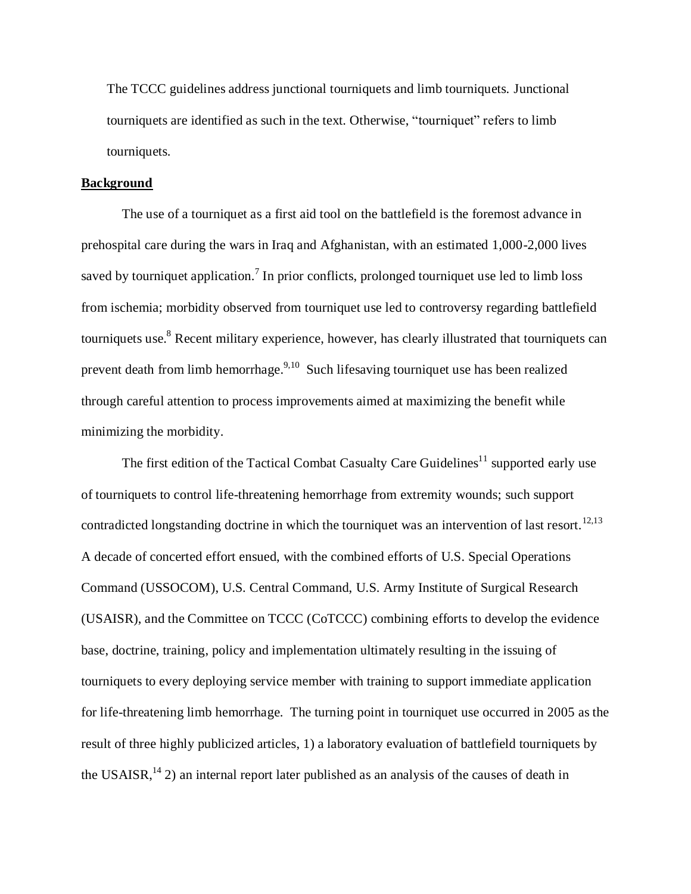The TCCC guidelines address junctional tourniquets and limb tourniquets. Junctional tourniquets are identified as such in the text. Otherwise, "tourniquet" refers to limb tourniquets.

## Background

The use of a tourniquet as a first aid tool on the battlefield is the foremost advance in prehospital care during the wars in Iraq and Afghanistan, with an estimated 1,000-2,000 lives saved by tourniquet application.[7] In prior conflicts, prolonged tourniquet use led to limb loss from ischemia; morbidity observed from tourniquet use led to controversy regarding battlefield tourniquets use.[8] Recent military experience, however, has clearly illustrated that tourniquets can prevent death from limb hemorrhage.[9,10] Such lifesaving tourniquet use has been realized through careful attention to process improvements aimed at maximizing the benefit while minimizing the morbidity.

The first edition of the Tactical Combat Casualty Care Guidelines[11] supported early use of tourniquets to control life-threatening hemorrhage from extremity wounds; such support contradicted longstanding doctrine in which the tourniquet was an intervention of last resort.[12,13] A decade of concerted effort ensued, with the combined efforts of U.S. Special Operations Command (USSOCOM), U.S. Central Command, U.S. Army Institute of Surgical Research (USAISR), and the Committee on TCCC (CoTCCC) combining efforts to develop the evidence base, doctrine, training, policy and implementation ultimately resulting in the issuing of tourniquets to every deploying service member with training to support immediate application for life-threatening limb hemorrhage. The turning point in tourniquet use occurred in 2005 as the result of three highly publicized articles, 1) a laboratory evaluation of battlefield tourniquets by the USAISR,[14] 2) an internal report later published as an analysis of the causes of death in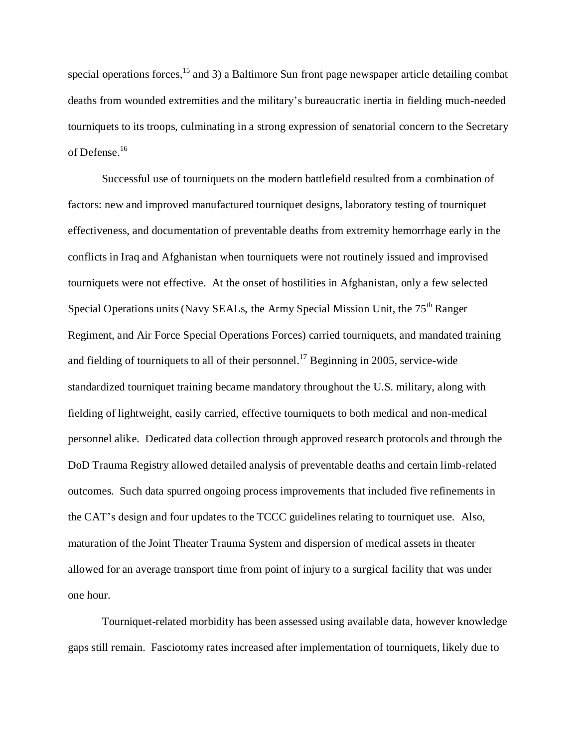special operations forces,[15] and 3) a Baltimore Sun front page newspaper article detailing combat deaths from wounded extremities and the military's bureaucratic inertia in fielding much-needed tourniquets to its troops, culminating in a strong expression of senatorial concern to the Secretary of Defense.[16]

Successful use of tourniquets on the modern battlefield resulted from a combination of factors: new and improved manufactured tourniquet designs, laboratory testing of tourniquet effectiveness, and documentation of preventable deaths from extremity hemorrhage early in the conflicts in Iraq and Afghanistan when tourniquets were not routinely issued and improvised tourniquets were not effective. At the onset of hostilities in Afghanistan, only a few selected Special Operations units (Navy SEALs, the Army Special Mission Unit, the 75th Ranger Regiment, and Air Force Special Operations Forces) carried tourniquets, and mandated training and fielding of tourniquets to all of their personnel.[17] Beginning in 2005, service-wide standardized tourniquet training became mandatory throughout the U.S. military, along with fielding of lightweight, easily carried, effective tourniquets to both medical and non-medical personnel alike. Dedicated data collection through approved research protocols and through the DoD Trauma Registry allowed detailed analysis of preventable deaths and certain limb-related outcomes. Such data spurred ongoing process improvements that included five refinements in the CAT's design and four updates to the TCCC guidelines relating to tourniquet use. Also, maturation of the Joint Theater Trauma System and dispersion of medical assets in theater allowed for an average transport time from point of injury to a surgical facility that was under one hour.

Tourniquet-related morbidity has been assessed using available data, however knowledge gaps still remain. Fasciotomy rates increased after implementation of tourniquets, likely due to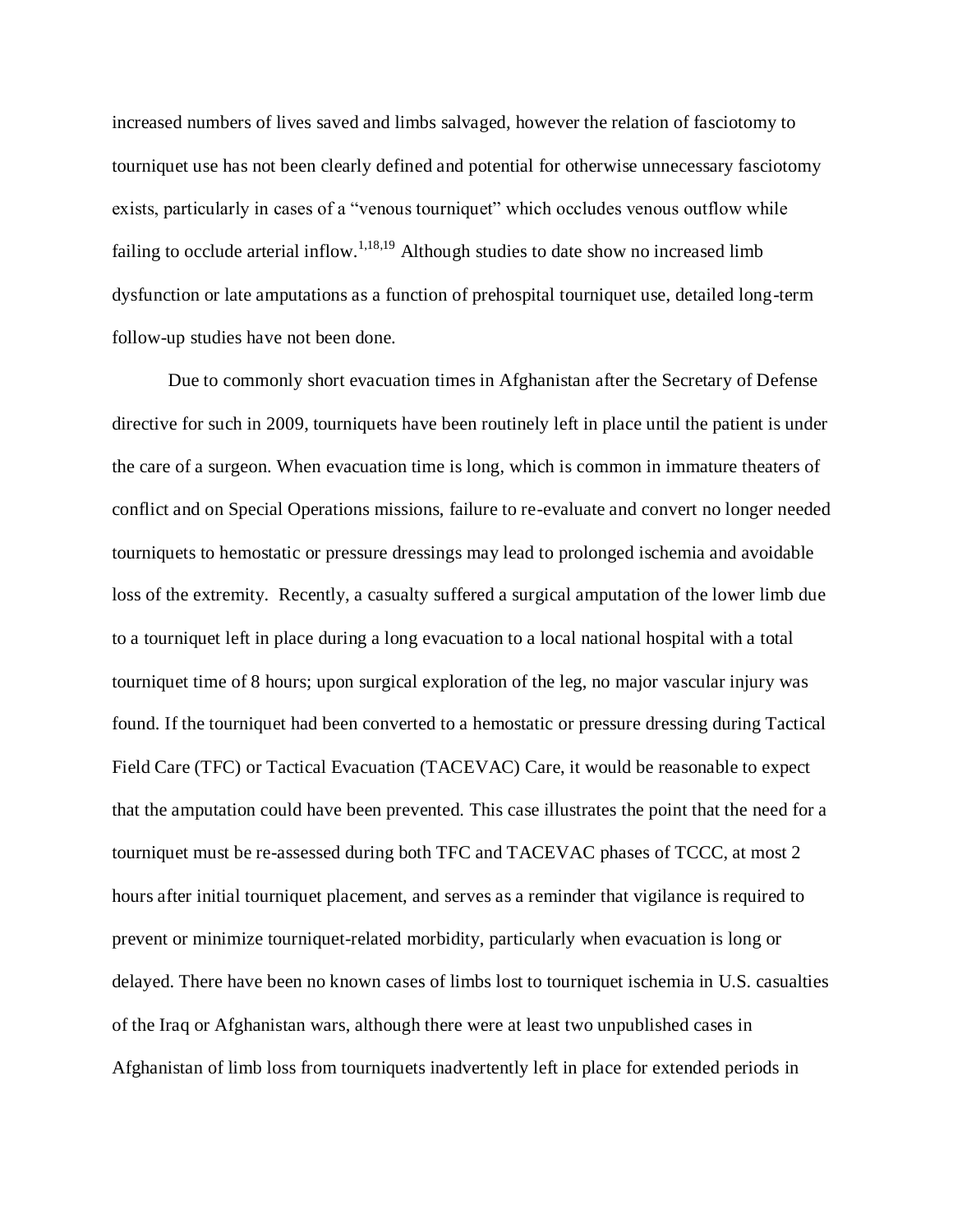increased numbers of lives saved and limbs salvaged, however the relation of fasciotomy to tourniquet use has not been clearly defined and potential for otherwise unnecessary fasciotomy exists, particularly in cases of a "venous tourniquet" which occludes venous outflow while failing to occlude arterial inflow.[1,18,19] Although studies to date show no increased limb dysfunction or late amputations as a function of prehospital tourniquet use, detailed long-term follow-up studies have not been done.

Due to commonly short evacuation times in Afghanistan after the Secretary of Defense directive for such in 2009, tourniquets have been routinely left in place until the patient is under the care of a surgeon. When evacuation time is long, which is common in immature theaters of conflict and on Special Operations missions, failure to re-evaluate and convert no longer needed tourniquets to hemostatic or pressure dressings may lead to prolonged ischemia and avoidable loss of the extremity. Recently, a casualty suffered a surgical amputation of the lower limb due to a tourniquet left in place during a long evacuation to a local national hospital with a total tourniquet time of 8 hours; upon surgical exploration of the leg, no major vascular injury was found. If the tourniquet had been converted to a hemostatic or pressure dressing during Tactical Field Care (TFC) or Tactical Evacuation (TACEVAC) Care, it would be reasonable to expect that the amputation could have been prevented. This case illustrates the point that the need for a tourniquet must be re-assessed during both TFC and TACEVAC phases of TCCC, at most 2 hours after initial tourniquet placement, and serves as a reminder that vigilance is required to prevent or minimize tourniquet-related morbidity, particularly when evacuation is long or delayed. There have been no known cases of limbs lost to tourniquet ischemia in U.S. casualties of the Iraq or Afghanistan wars, although there were at least two unpublished cases in Afghanistan of limb loss from tourniquets inadvertently left in place for extended periods in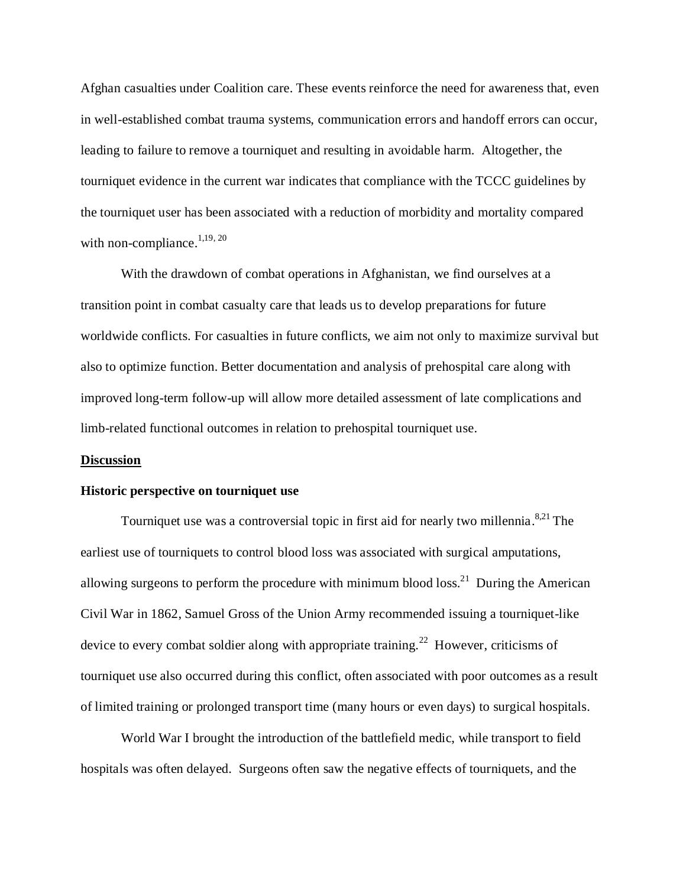Afghan casualties under Coalition care. These events reinforce the need for awareness that, even in well-established combat trauma systems, communication errors and handoff errors can occur, leading to failure to remove a tourniquet and resulting in avoidable harm. Altogether, the tourniquet evidence in the current war indicates that compliance with the TCCC guidelines by the tourniquet user has been associated with a reduction of morbidity and mortality compared with non-compliance.[1,19, 20]

With the drawdown of combat operations in Afghanistan, we find ourselves at a transition point in combat casualty care that leads us to develop preparations for future worldwide conflicts. For casualties in future conflicts, we aim not only to maximize survival but also to optimize function. Better documentation and analysis of prehospital care along with improved long-term follow-up will allow more detailed assessment of late complications and limb-related functional outcomes in relation to prehospital tourniquet use.

## Discussion

### Historic perspective on tourniquet use

Tourniquet use was a controversial topic in first aid for nearly two millennia.[8,21] The earliest use of tourniquets to control blood loss was associated with surgical amputations, allowing surgeons to perform the procedure with minimum blood loss.[21] During the American Civil War in 1862, Samuel Gross of the Union Army recommended issuing a tourniquet-like device to every combat soldier along with appropriate training.[22] However, criticisms of tourniquet use also occurred during this conflict, often associated with poor outcomes as a result of limited training or prolonged transport time (many hours or even days) to surgical hospitals.

World War I brought the introduction of the battlefield medic, while transport to field hospitals was often delayed. Surgeons often saw the negative effects of tourniquets, and the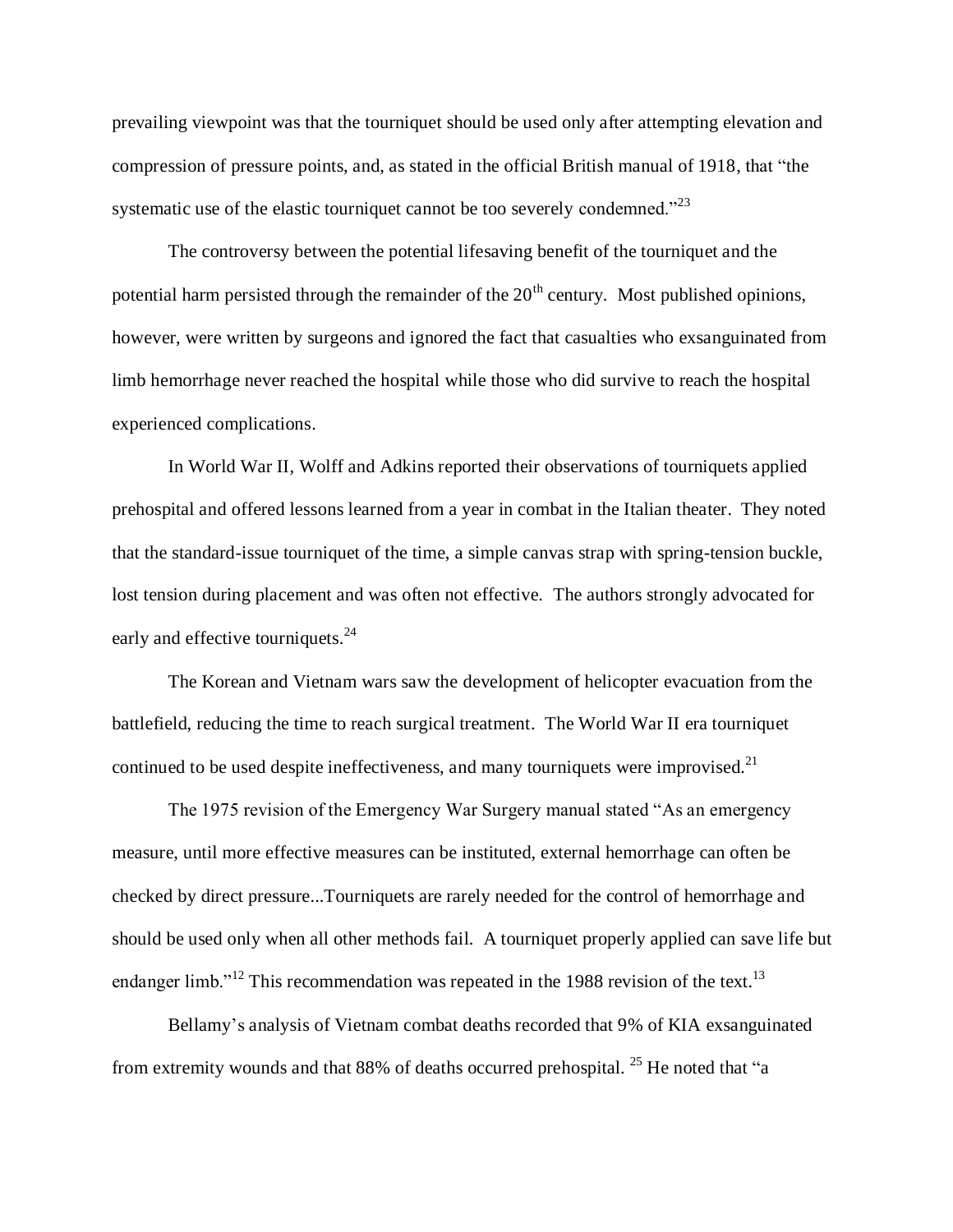prevailing viewpoint was that the tourniquet should be used only after attempting elevation and compression of pressure points, and, as stated in the official British manual of 1918, that "the systematic use of the elastic tourniquet cannot be too severely condemned."[23]

The controversy between the potential lifesaving benefit of the tourniquet and the potential harm persisted through the remainder of the 20th century. Most published opinions, however, were written by surgeons and ignored the fact that casualties who exsanguinated from limb hemorrhage never reached the hospital while those who did survive to reach the hospital experienced complications.

In World War II, Wolff and Adkins reported their observations of tourniquets applied prehospital and offered lessons learned from a year in combat in the Italian theater. They noted that the standard-issue tourniquet of the time, a simple canvas strap with spring-tension buckle, lost tension during placement and was often not effective. The authors strongly advocated for early and effective tourniquets.[24]

The Korean and Vietnam wars saw the development of helicopter evacuation from the battlefield, reducing the time to reach surgical treatment. The World War II era tourniquet continued to be used despite ineffectiveness, and many tourniquets were improvised.[21]

The 1975 revision of the Emergency War Surgery manual stated "As an emergency measure, until more effective measures can be instituted, external hemorrhage can often be checked by direct pressure...Tourniquets are rarely needed for the control of hemorrhage and should be used only when all other methods fail. A tourniquet properly applied can save life but endanger limb."[12] This recommendation was repeated in the 1988 revision of the text.[13]

Bellamy's analysis of Vietnam combat deaths recorded that 9% of KIA exsanguinated from extremity wounds and that 88% of deaths occurred prehospital. [25] He noted that "a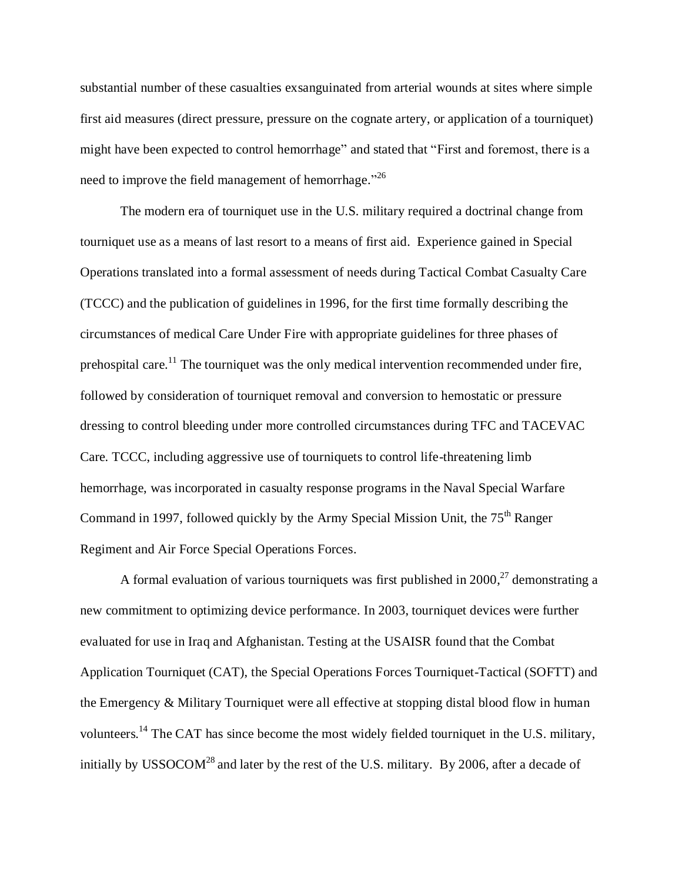substantial number of these casualties exsanguinated from arterial wounds at sites where simple first aid measures (direct pressure, pressure on the cognate artery, or application of a tourniquet) might have been expected to control hemorrhage" and stated that "First and foremost, there is a need to improve the field management of hemorrhage."[26]

The modern era of tourniquet use in the U.S. military required a doctrinal change from tourniquet use as a means of last resort to a means of first aid. Experience gained in Special Operations translated into a formal assessment of needs during Tactical Combat Casualty Care (TCCC) and the publication of guidelines in 1996, for the first time formally describing the circumstances of medical Care Under Fire with appropriate guidelines for three phases of prehospital care.[11] The tourniquet was the only medical intervention recommended under fire, followed by consideration of tourniquet removal and conversion to hemostatic or pressure dressing to control bleeding under more controlled circumstances during TFC and TACEVAC Care. TCCC, including aggressive use of tourniquets to control life-threatening limb hemorrhage, was incorporated in casualty response programs in the Naval Special Warfare Command in 1997, followed quickly by the Army Special Mission Unit, the 75th Ranger Regiment and Air Force Special Operations Forces.

A formal evaluation of various tourniquets was first published in 2000,[27] demonstrating a new commitment to optimizing device performance. In 2003, tourniquet devices were further evaluated for use in Iraq and Afghanistan. Testing at the USAISR found that the Combat Application Tourniquet (CAT), the Special Operations Forces Tourniquet-Tactical (SOFTT) and the Emergency & Military Tourniquet were all effective at stopping distal blood flow in human volunteers.[14] The CAT has since become the most widely fielded tourniquet in the U.S. military, initially by USSOCOM[28] and later by the rest of the U.S. military. By 2006, after a decade of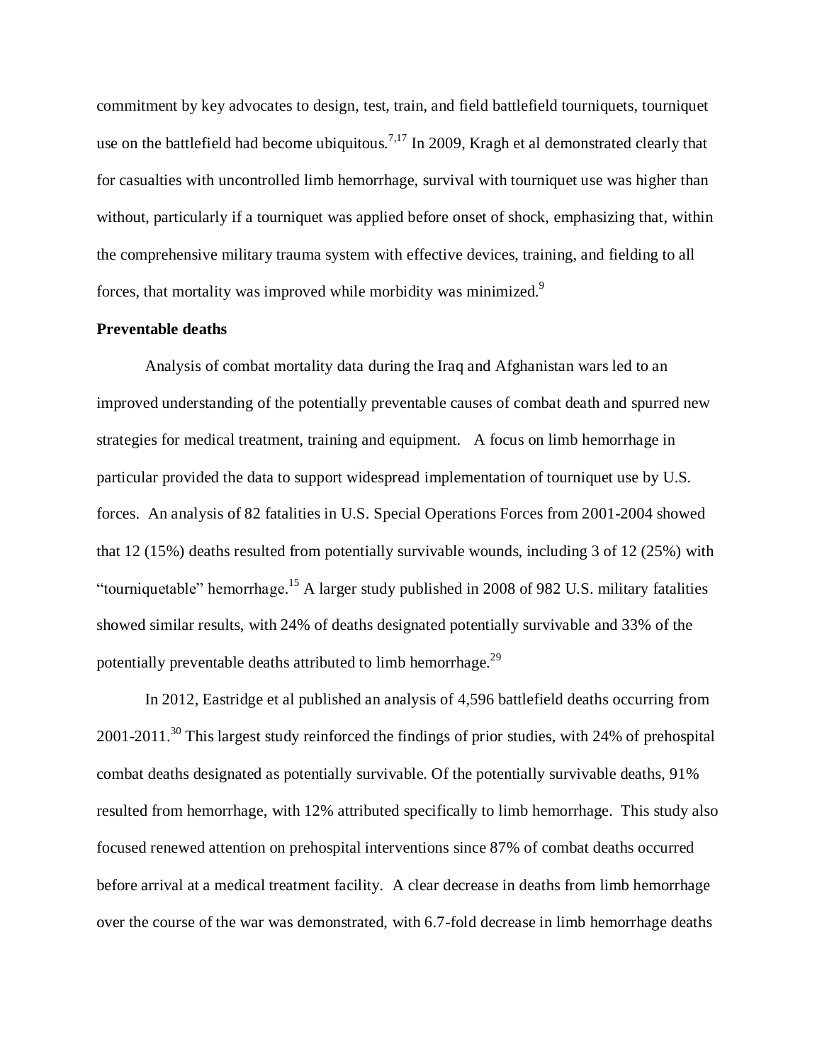commitment by key advocates to design, test, train, and field battlefield tourniquets, tourniquet use on the battlefield had become ubiquitous.[7,17] In 2009, Kragh et al demonstrated clearly that for casualties with uncontrolled limb hemorrhage, survival with tourniquet use was higher than without, particularly if a tourniquet was applied before onset of shock, emphasizing that, within the comprehensive military trauma system with effective devices, training, and fielding to all forces, that mortality was improved while morbidity was minimized.[9]

**Preventable deaths**

Analysis of combat mortality data during the Iraq and Afghanistan wars led to an improved understanding of the potentially preventable causes of combat death and spurred new strategies for medical treatment, training and equipment. A focus on limb hemorrhage in particular provided the data to support widespread implementation of tourniquet use by U.S. forces. An analysis of 82 fatalities in U.S. Special Operations Forces from 2001-2004 showed that 12 (15%) deaths resulted from potentially survivable wounds, including 3 of 12 (25%) with "tourniquetable" hemorrhage.[15] A larger study published in 2008 of 982 U.S. military fatalities showed similar results, with 24% of deaths designated potentially survivable and 33% of the potentially preventable deaths attributed to limb hemorrhage.[29]

In 2012, Eastridge et al published an analysis of 4,596 battlefield deaths occurring from 2001-2011.[30] This largest study reinforced the findings of prior studies, with 24% of prehospital combat deaths designated as potentially survivable. Of the potentially survivable deaths, 91% resulted from hemorrhage, with 12% attributed specifically to limb hemorrhage. This study also focused renewed attention on prehospital interventions since 87% of combat deaths occurred before arrival at a medical treatment facility. A clear decrease in deaths from limb hemorrhage over the course of the war was demonstrated, with 6.7-fold decrease in limb hemorrhage deaths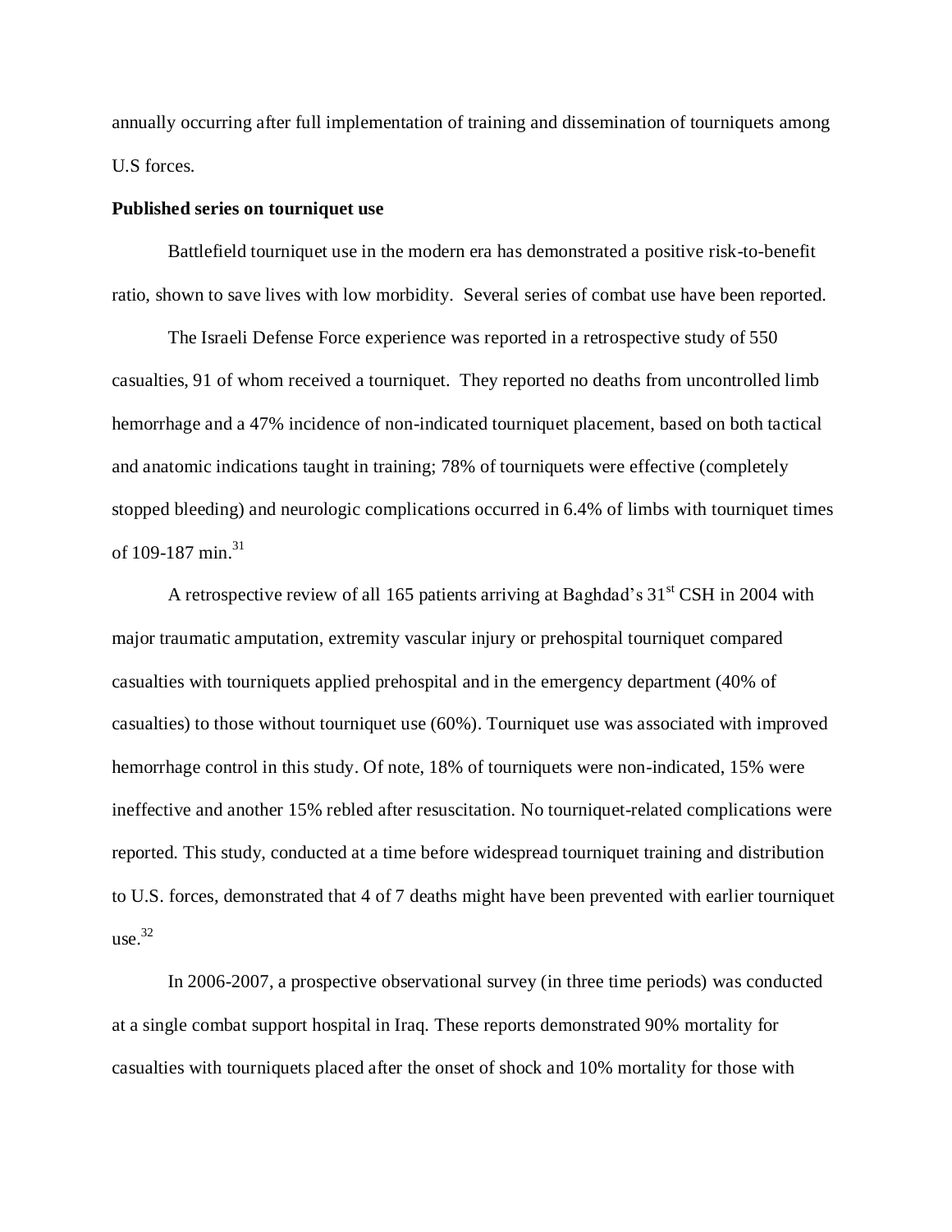annually occurring after full implementation of training and dissemination of tourniquets among U.S forces.

**Published series on tourniquet use**

Battlefield tourniquet use in the modern era has demonstrated a positive risk-to-benefit ratio, shown to save lives with low morbidity. Several series of combat use have been reported.

The Israeli Defense Force experience was reported in a retrospective study of 550 casualties, 91 of whom received a tourniquet. They reported no deaths from uncontrolled limb hemorrhage and a 47% incidence of non-indicated tourniquet placement, based on both tactical and anatomic indications taught in training; 78% of tourniquets were effective (completely stopped bleeding) and neurologic complications occurred in 6.4% of limbs with tourniquet times of 109-187 min.[31]

A retrospective review of all 165 patients arriving at Baghdad's 31st CSH in 2004 with major traumatic amputation, extremity vascular injury or prehospital tourniquet compared casualties with tourniquets applied prehospital and in the emergency department (40% of casualties) to those without tourniquet use (60%). Tourniquet use was associated with improved hemorrhage control in this study. Of note, 18% of tourniquets were non-indicated, 15% were ineffective and another 15% rebled after resuscitation. No tourniquet-related complications were reported. This study, conducted at a time before widespread tourniquet training and distribution to U.S. forces, demonstrated that 4 of 7 deaths might have been prevented with earlier tourniquet use.[32]

In 2006-2007, a prospective observational survey (in three time periods) was conducted at a single combat support hospital in Iraq. These reports demonstrated 90% mortality for casualties with tourniquets placed after the onset of shock and 10% mortality for those with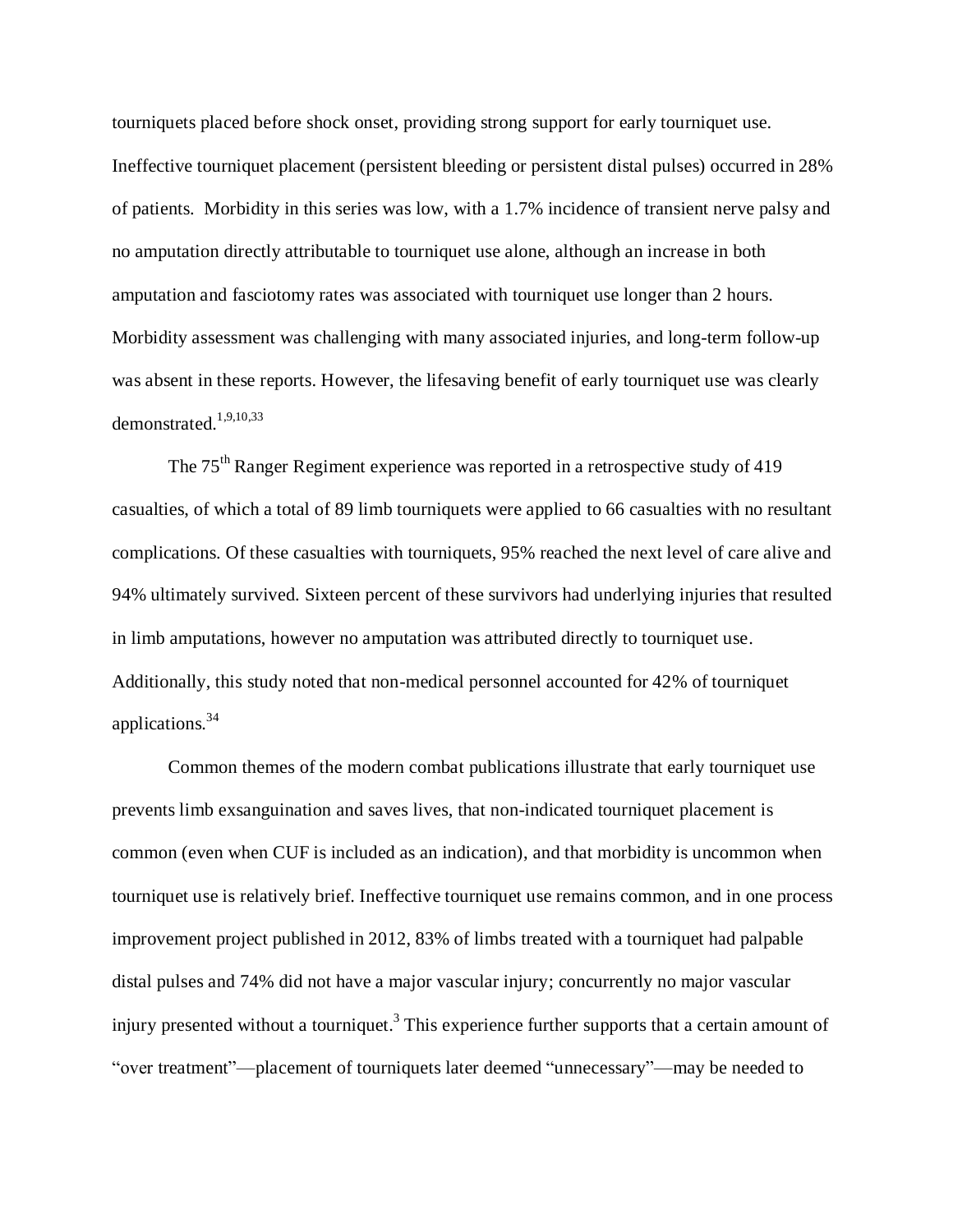tourniquets placed before shock onset, providing strong support for early tourniquet use. Ineffective tourniquet placement (persistent bleeding or persistent distal pulses) occurred in 28% of patients. Morbidity in this series was low, with a 1.7% incidence of transient nerve palsy and no amputation directly attributable to tourniquet use alone, although an increase in both amputation and fasciotomy rates was associated with tourniquet use longer than 2 hours. Morbidity assessment was challenging with many associated injuries, and long-term follow-up was absent in these reports. However, the lifesaving benefit of early tourniquet use was clearly demonstrated.[1,9,10,33]

The 75th Ranger Regiment experience was reported in a retrospective study of 419 casualties, of which a total of 89 limb tourniquets were applied to 66 casualties with no resultant complications. Of these casualties with tourniquets, 95% reached the next level of care alive and 94% ultimately survived. Sixteen percent of these survivors had underlying injuries that resulted in limb amputations, however no amputation was attributed directly to tourniquet use. Additionally, this study noted that non-medical personnel accounted for 42% of tourniquet applications.[34]

Common themes of the modern combat publications illustrate that early tourniquet use prevents limb exsanguination and saves lives, that non-indicated tourniquet placement is common (even when CUF is included as an indication), and that morbidity is uncommon when tourniquet use is relatively brief. Ineffective tourniquet use remains common, and in one process improvement project published in 2012, 83% of limbs treated with a tourniquet had palpable distal pulses and 74% did not have a major vascular injury; concurrently no major vascular injury presented without a tourniquet.[3] This experience further supports that a certain amount of "over treatment"—placement of tourniquets later deemed "unnecessary"—may be needed to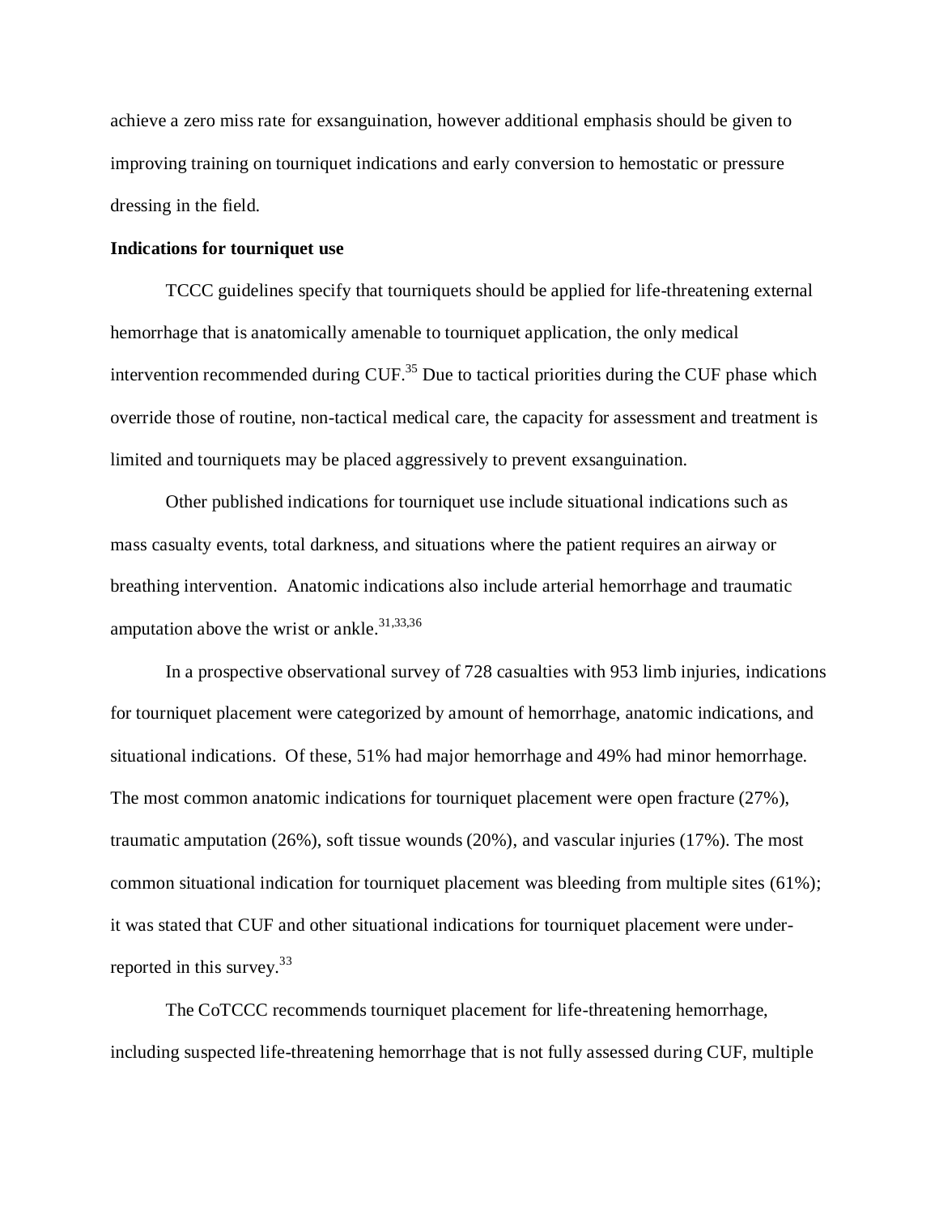achieve a zero miss rate for exsanguination, however additional emphasis should be given to improving training on tourniquet indications and early conversion to hemostatic or pressure dressing in the field.

**Indications for tourniquet use**

TCCC guidelines specify that tourniquets should be applied for life-threatening external hemorrhage that is anatomically amenable to tourniquet application, the only medical intervention recommended during CUF.[35] Due to tactical priorities during the CUF phase which override those of routine, non-tactical medical care, the capacity for assessment and treatment is limited and tourniquets may be placed aggressively to prevent exsanguination.

Other published indications for tourniquet use include situational indications such as mass casualty events, total darkness, and situations where the patient requires an airway or breathing intervention. Anatomic indications also include arterial hemorrhage and traumatic amputation above the wrist or ankle.[31,33,36]

In a prospective observational survey of 728 casualties with 953 limb injuries, indications for tourniquet placement were categorized by amount of hemorrhage, anatomic indications, and situational indications. Of these, 51% had major hemorrhage and 49% had minor hemorrhage. The most common anatomic indications for tourniquet placement were open fracture (27%), traumatic amputation (26%), soft tissue wounds (20%), and vascular injuries (17%). The most common situational indication for tourniquet placement was bleeding from multiple sites (61%); it was stated that CUF and other situational indications for tourniquet placement were under-reported in this survey.[33]

The CoTCCC recommends tourniquet placement for life-threatening hemorrhage, including suspected life-threatening hemorrhage that is not fully assessed during CUF, multiple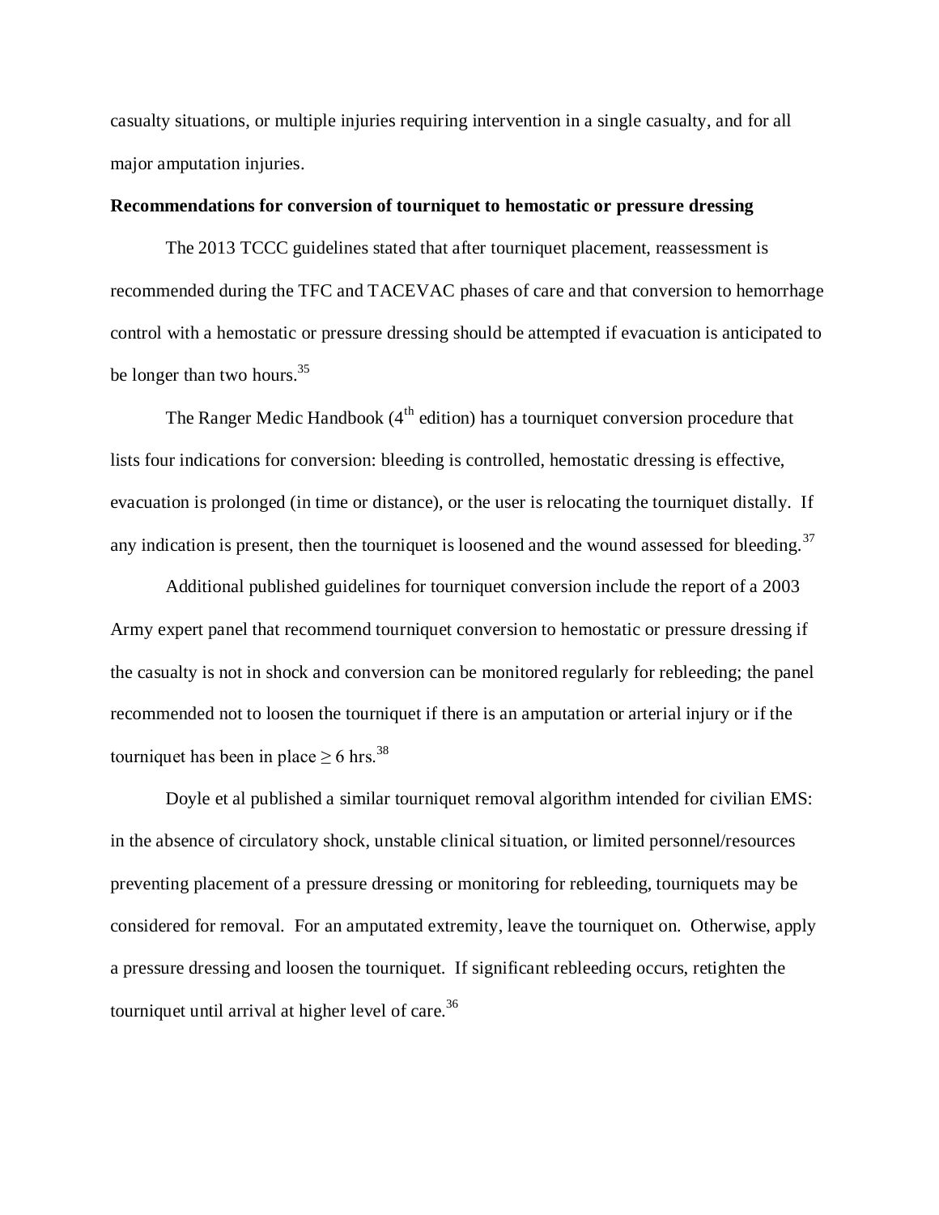casualty situations, or multiple injuries requiring intervention in a single casualty, and for all major amputation injuries.

**Recommendations for conversion of tourniquet to hemostatic or pressure dressing**

The 2013 TCCC guidelines stated that after tourniquet placement, reassessment is recommended during the TFC and TACEVAC phases of care and that conversion to hemorrhage control with a hemostatic or pressure dressing should be attempted if evacuation is anticipated to be longer than two hours.[35]

The Ranger Medic Handbook (4$^{th}$ edition) has a tourniquet conversion procedure that lists four indications for conversion: bleeding is controlled, hemostatic dressing is effective, evacuation is prolonged (in time or distance), or the user is relocating the tourniquet distally. If any indication is present, then the tourniquet is loosened and the wound assessed for bleeding.[37]

Additional published guidelines for tourniquet conversion include the report of a 2003 Army expert panel that recommend tourniquet conversion to hemostatic or pressure dressing if the casualty is not in shock and conversion can be monitored regularly for rebleeding; the panel recommended not to loosen the tourniquet if there is an amputation or arterial injury or if the tourniquet has been in place $\geq$ 6 hrs.[38]

Doyle et al published a similar tourniquet removal algorithm intended for civilian EMS: in the absence of circulatory shock, unstable clinical situation, or limited personnel/resources preventing placement of a pressure dressing or monitoring for rebleeding, tourniquets may be considered for removal. For an amputated extremity, leave the tourniquet on. Otherwise, apply a pressure dressing and loosen the tourniquet. If significant rebleeding occurs, retighten the tourniquet until arrival at higher level of care.[36]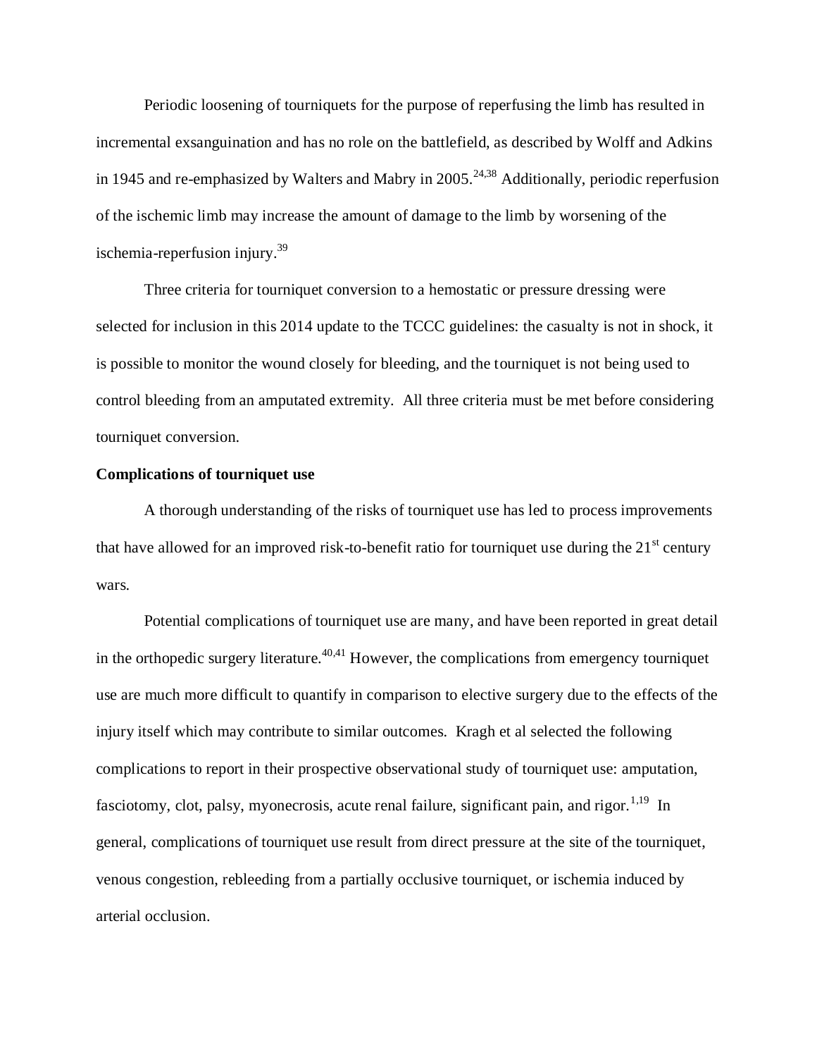Periodic loosening of tourniquets for the purpose of reperfusing the limb has resulted in incremental exsanguination and has no role on the battlefield, as described by Wolff and Adkins in 1945 and re-emphasized by Walters and Mabry in 2005.[24,38] Additionally, periodic reperfusion of the ischemic limb may increase the amount of damage to the limb by worsening of the ischemia-reperfusion injury.[39]

Three criteria for tourniquet conversion to a hemostatic or pressure dressing were selected for inclusion in this 2014 update to the TCCC guidelines: the casualty is not in shock, it is possible to monitor the wound closely for bleeding, and the tourniquet is not being used to control bleeding from an amputated extremity. All three criteria must be met before considering tourniquet conversion.

**Complications of tourniquet use**

A thorough understanding of the risks of tourniquet use has led to process improvements that have allowed for an improved risk-to-benefit ratio for tourniquet use during the 21st century wars.

Potential complications of tourniquet use are many, and have been reported in great detail in the orthopedic surgery literature.[40,41] However, the complications from emergency tourniquet use are much more difficult to quantify in comparison to elective surgery due to the effects of the injury itself which may contribute to similar outcomes. Kragh et al selected the following complications to report in their prospective observational study of tourniquet use: amputation, fasciotomy, clot, palsy, myonecrosis, acute renal failure, significant pain, and rigor.[1,19] In general, complications of tourniquet use result from direct pressure at the site of the tourniquet, venous congestion, rebleeding from a partially occlusive tourniquet, or ischemia induced by arterial occlusion.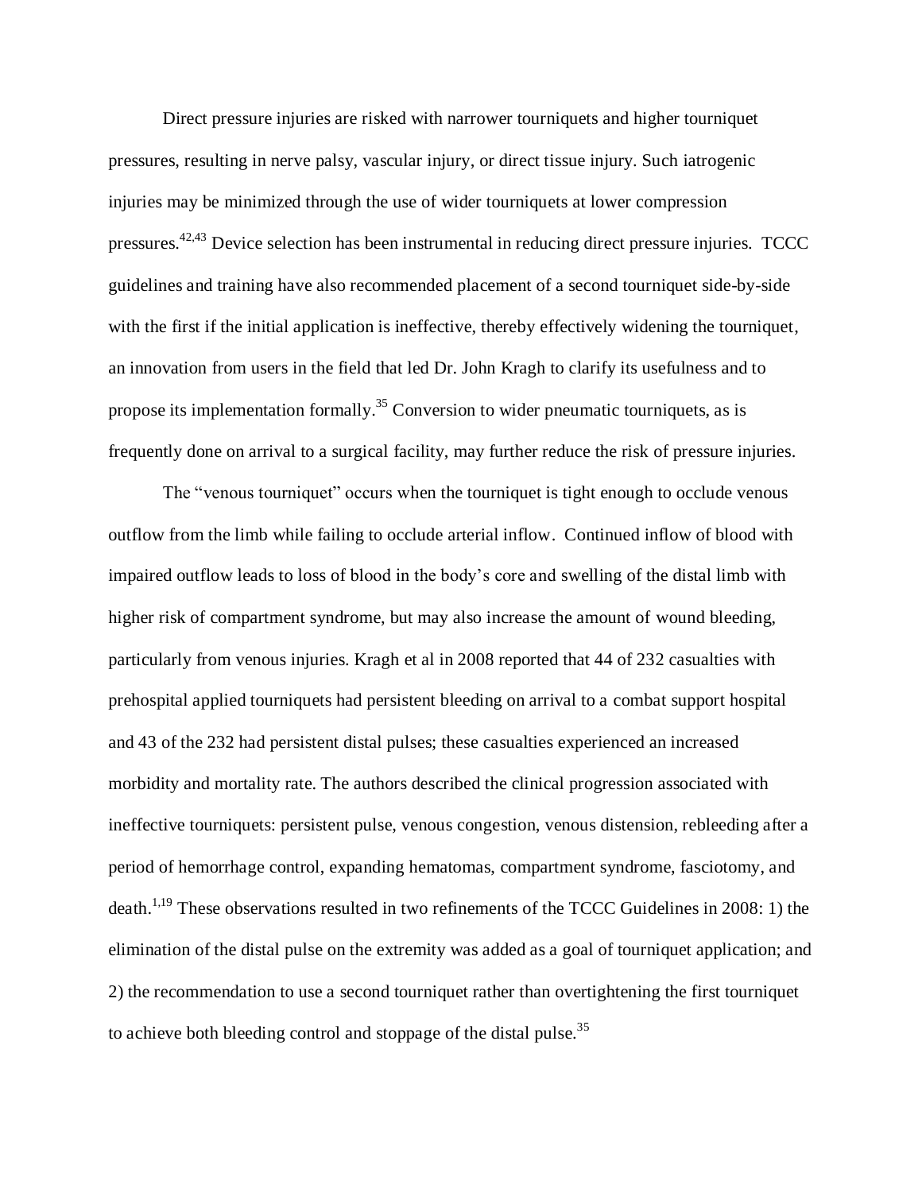Direct pressure injuries are risked with narrower tourniquets and higher tourniquet pressures, resulting in nerve palsy, vascular injury, or direct tissue injury. Such iatrogenic injuries may be minimized through the use of wider tourniquets at lower compression pressures.[42,43] Device selection has been instrumental in reducing direct pressure injuries. TCCC guidelines and training have also recommended placement of a second tourniquet side-by-side with the first if the initial application is ineffective, thereby effectively widening the tourniquet, an innovation from users in the field that led Dr. John Kragh to clarify its usefulness and to propose its implementation formally.[35] Conversion to wider pneumatic tourniquets, as is frequently done on arrival to a surgical facility, may further reduce the risk of pressure injuries.

The "venous tourniquet" occurs when the tourniquet is tight enough to occlude venous outflow from the limb while failing to occlude arterial inflow. Continued inflow of blood with impaired outflow leads to loss of blood in the body's core and swelling of the distal limb with higher risk of compartment syndrome, but may also increase the amount of wound bleeding, particularly from venous injuries. Kragh et al in 2008 reported that 44 of 232 casualties with prehospital applied tourniquets had persistent bleeding on arrival to a combat support hospital and 43 of the 232 had persistent distal pulses; these casualties experienced an increased morbidity and mortality rate. The authors described the clinical progression associated with ineffective tourniquets: persistent pulse, venous congestion, venous distension, rebleeding after a period of hemorrhage control, expanding hematomas, compartment syndrome, fasciotomy, and death.[1,19] These observations resulted in two refinements of the TCCC Guidelines in 2008: 1) the elimination of the distal pulse on the extremity was added as a goal of tourniquet application; and 2) the recommendation to use a second tourniquet rather than overtightening the first tourniquet to achieve both bleeding control and stoppage of the distal pulse.[35]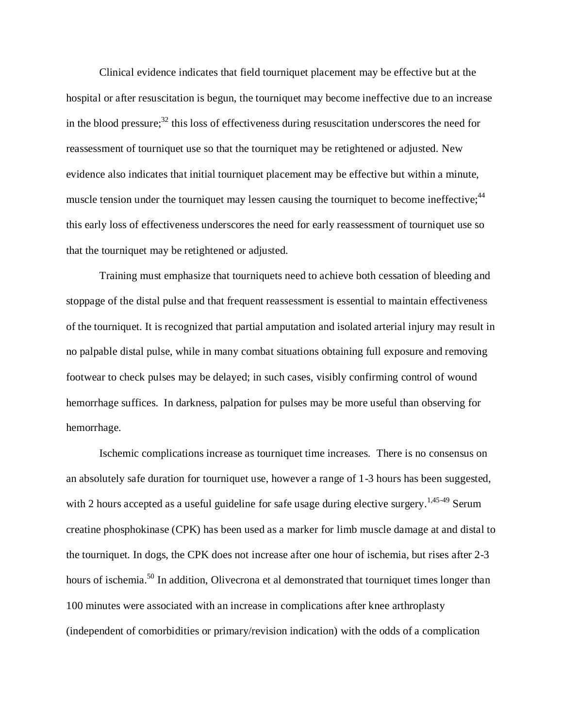Clinical evidence indicates that field tourniquet placement may be effective but at the hospital or after resuscitation is begun, the tourniquet may become ineffective due to an increase in the blood pressure;[32] this loss of effectiveness during resuscitation underscores the need for reassessment of tourniquet use so that the tourniquet may be retightened or adjusted. New evidence also indicates that initial tourniquet placement may be effective but within a minute, muscle tension under the tourniquet may lessen causing the tourniquet to become ineffective;[44] this early loss of effectiveness underscores the need for early reassessment of tourniquet use so that the tourniquet may be retightened or adjusted.

Training must emphasize that tourniquets need to achieve both cessation of bleeding and stoppage of the distal pulse and that frequent reassessment is essential to maintain effectiveness of the tourniquet. It is recognized that partial amputation and isolated arterial injury may result in no palpable distal pulse, while in many combat situations obtaining full exposure and removing footwear to check pulses may be delayed; in such cases, visibly confirming control of wound hemorrhage suffices. In darkness, palpation for pulses may be more useful than observing for hemorrhage.

Ischemic complications increase as tourniquet time increases. There is no consensus on an absolutely safe duration for tourniquet use, however a range of 1-3 hours has been suggested, with 2 hours accepted as a useful guideline for safe usage during elective surgery.[1,45-49] Serum creatine phosphokinase (CPK) has been used as a marker for limb muscle damage at and distal to the tourniquet. In dogs, the CPK does not increase after one hour of ischemia, but rises after 2-3 hours of ischemia.[50] In addition, Olivecrona et al demonstrated that tourniquet times longer than 100 minutes were associated with an increase in complications after knee arthroplasty (independent of comorbidities or primary/revision indication) with the odds of a complication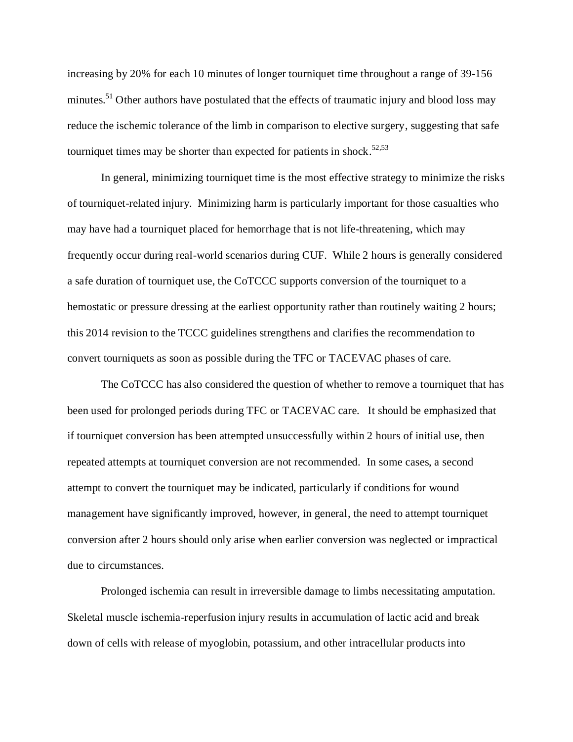increasing by 20% for each 10 minutes of longer tourniquet time throughout a range of 39-156 minutes.[51] Other authors have postulated that the effects of traumatic injury and blood loss may reduce the ischemic tolerance of the limb in comparison to elective surgery, suggesting that safe tourniquet times may be shorter than expected for patients in shock.[52,53]

In general, minimizing tourniquet time is the most effective strategy to minimize the risks of tourniquet-related injury. Minimizing harm is particularly important for those casualties who may have had a tourniquet placed for hemorrhage that is not life-threatening, which may frequently occur during real-world scenarios during CUF. While 2 hours is generally considered a safe duration of tourniquet use, the CoTCCC supports conversion of the tourniquet to a hemostatic or pressure dressing at the earliest opportunity rather than routinely waiting 2 hours; this 2014 revision to the TCCC guidelines strengthens and clarifies the recommendation to convert tourniquets as soon as possible during the TFC or TACEVAC phases of care.

The CoTCCC has also considered the question of whether to remove a tourniquet that has been used for prolonged periods during TFC or TACEVAC care. It should be emphasized that if tourniquet conversion has been attempted unsuccessfully within 2 hours of initial use, then repeated attempts at tourniquet conversion are not recommended. In some cases, a second attempt to convert the tourniquet may be indicated, particularly if conditions for wound management have significantly improved, however, in general, the need to attempt tourniquet conversion after 2 hours should only arise when earlier conversion was neglected or impractical due to circumstances.

Prolonged ischemia can result in irreversible damage to limbs necessitating amputation. Skeletal muscle ischemia-reperfusion injury results in accumulation of lactic acid and break down of cells with release of myoglobin, potassium, and other intracellular products into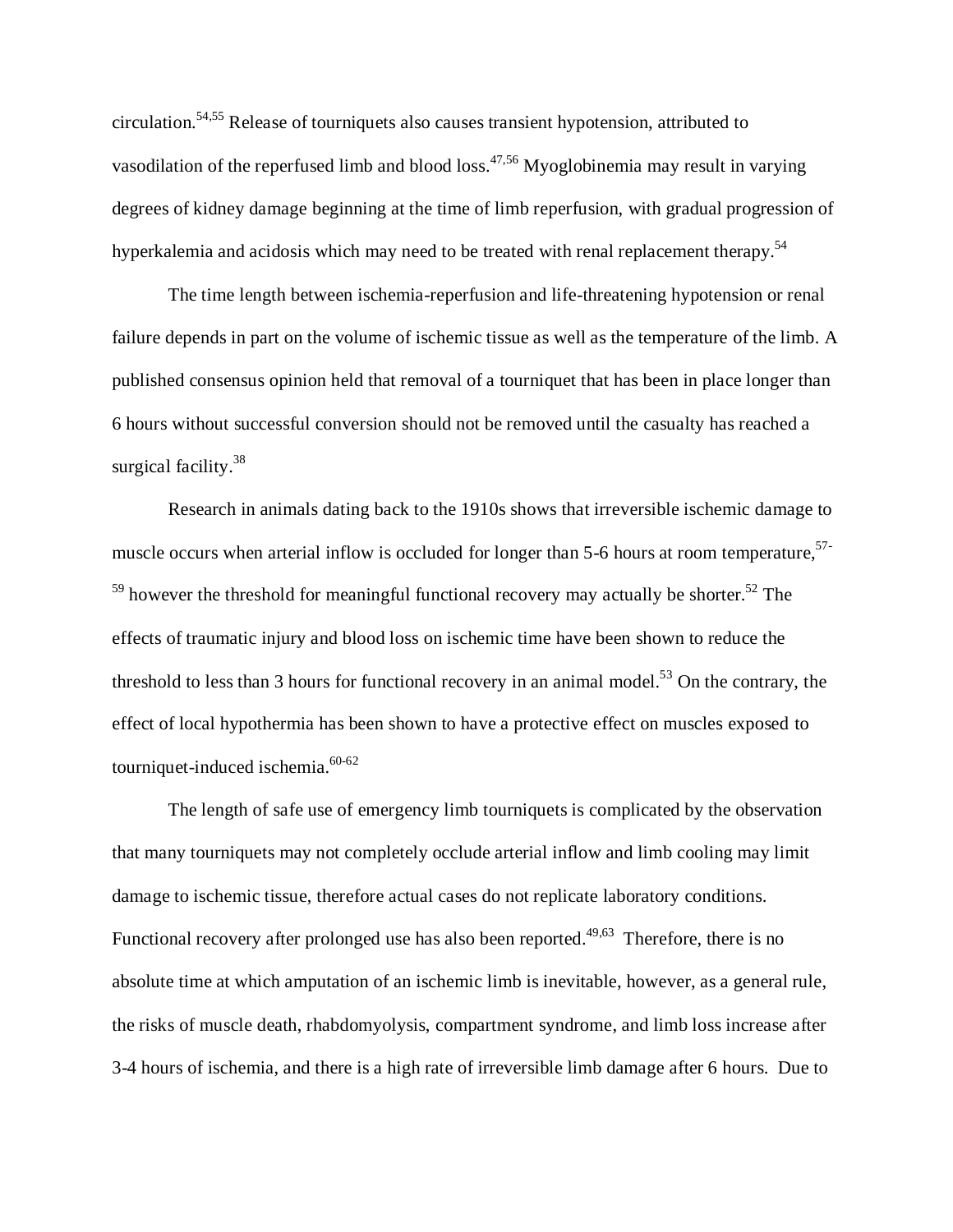circulation.[54,55] Release of tourniquets also causes transient hypotension, attributed to vasodilation of the reperfused limb and blood loss.[47,56] Myoglobinemia may result in varying degrees of kidney damage beginning at the time of limb reperfusion, with gradual progression of hyperkalemia and acidosis which may need to be treated with renal replacement therapy.[54]

The time length between ischemia-reperfusion and life-threatening hypotension or renal failure depends in part on the volume of ischemic tissue as well as the temperature of the limb. A published consensus opinion held that removal of a tourniquet that has been in place longer than 6 hours without successful conversion should not be removed until the casualty has reached a surgical facility.[38]

Research in animals dating back to the 1910s shows that irreversible ischemic damage to muscle occurs when arterial inflow is occluded for longer than 5-6 hours at room temperature,[57-59] however the threshold for meaningful functional recovery may actually be shorter.[52] The effects of traumatic injury and blood loss on ischemic time have been shown to reduce the threshold to less than 3 hours for functional recovery in an animal model.[53] On the contrary, the effect of local hypothermia has been shown to have a protective effect on muscles exposed to tourniquet-induced ischemia.[60-62]

The length of safe use of emergency limb tourniquets is complicated by the observation that many tourniquets may not completely occlude arterial inflow and limb cooling may limit damage to ischemic tissue, therefore actual cases do not replicate laboratory conditions. Functional recovery after prolonged use has also been reported.[49,63] Therefore, there is no absolute time at which amputation of an ischemic limb is inevitable, however, as a general rule, the risks of muscle death, rhabdomyolysis, compartment syndrome, and limb loss increase after 3-4 hours of ischemia, and there is a high rate of irreversible limb damage after 6 hours. Due to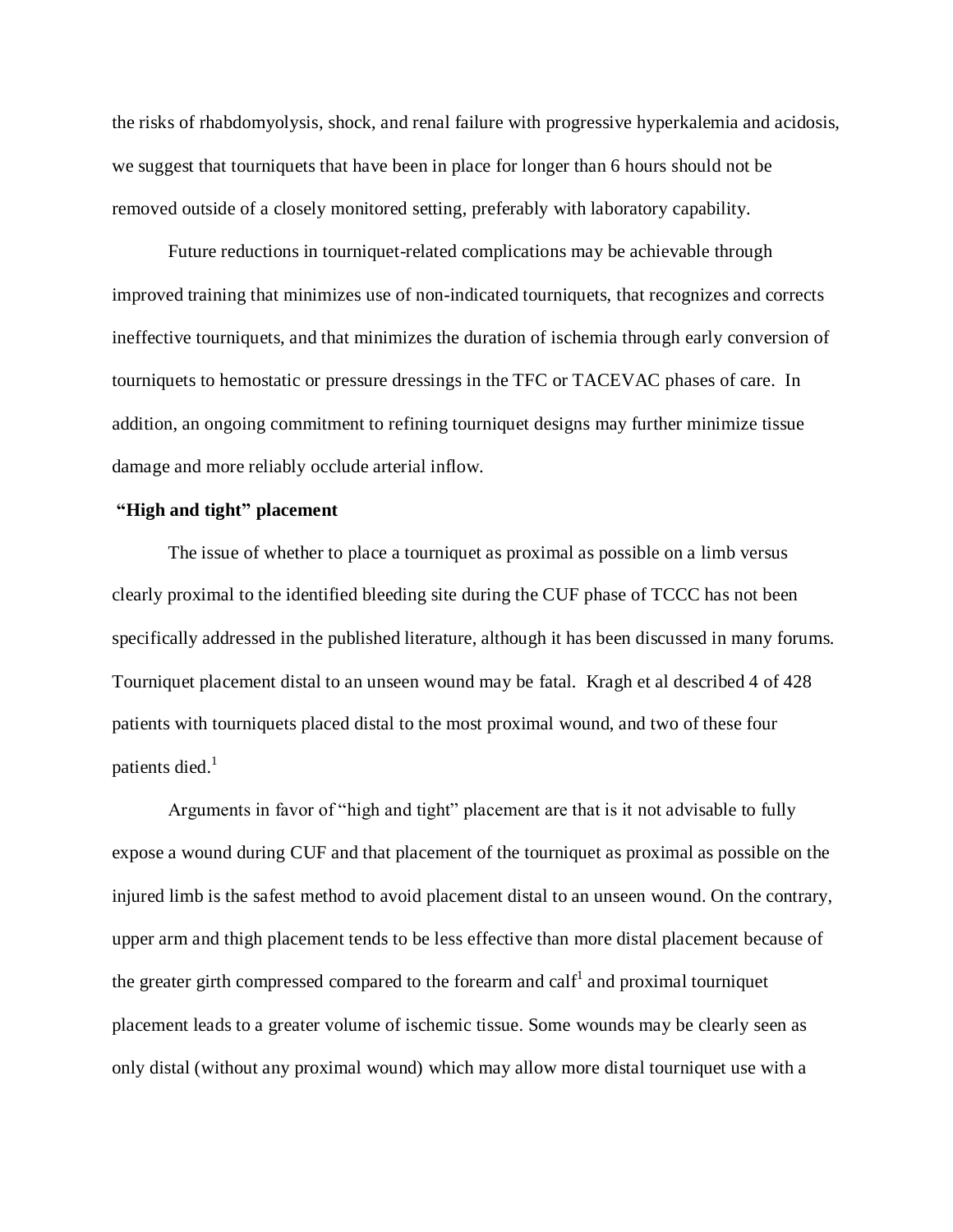the risks of rhabdomyolysis, shock, and renal failure with progressive hyperkalemia and acidosis, we suggest that tourniquets that have been in place for longer than 6 hours should not be removed outside of a closely monitored setting, preferably with laboratory capability.

Future reductions in tourniquet-related complications may be achievable through improved training that minimizes use of non-indicated tourniquets, that recognizes and corrects ineffective tourniquets, and that minimizes the duration of ischemia through early conversion of tourniquets to hemostatic or pressure dressings in the TFC or TACEVAC phases of care. In addition, an ongoing commitment to refining tourniquet designs may further minimize tissue damage and more reliably occlude arterial inflow.

**"High and tight" placement**

The issue of whether to place a tourniquet as proximal as possible on a limb versus clearly proximal to the identified bleeding site during the CUF phase of TCCC has not been specifically addressed in the published literature, although it has been discussed in many forums. Tourniquet placement distal to an unseen wound may be fatal. Kragh et al described 4 of 428 patients with tourniquets placed distal to the most proximal wound, and two of these four patients died.[1]

Arguments in favor of "high and tight" placement are that is it not advisable to fully expose a wound during CUF and that placement of the tourniquet as proximal as possible on the injured limb is the safest method to avoid placement distal to an unseen wound. On the contrary, upper arm and thigh placement tends to be less effective than more distal placement because of the greater girth compressed compared to the forearm and calf[1] and proximal tourniquet placement leads to a greater volume of ischemic tissue. Some wounds may be clearly seen as only distal (without any proximal wound) which may allow more distal tourniquet use with a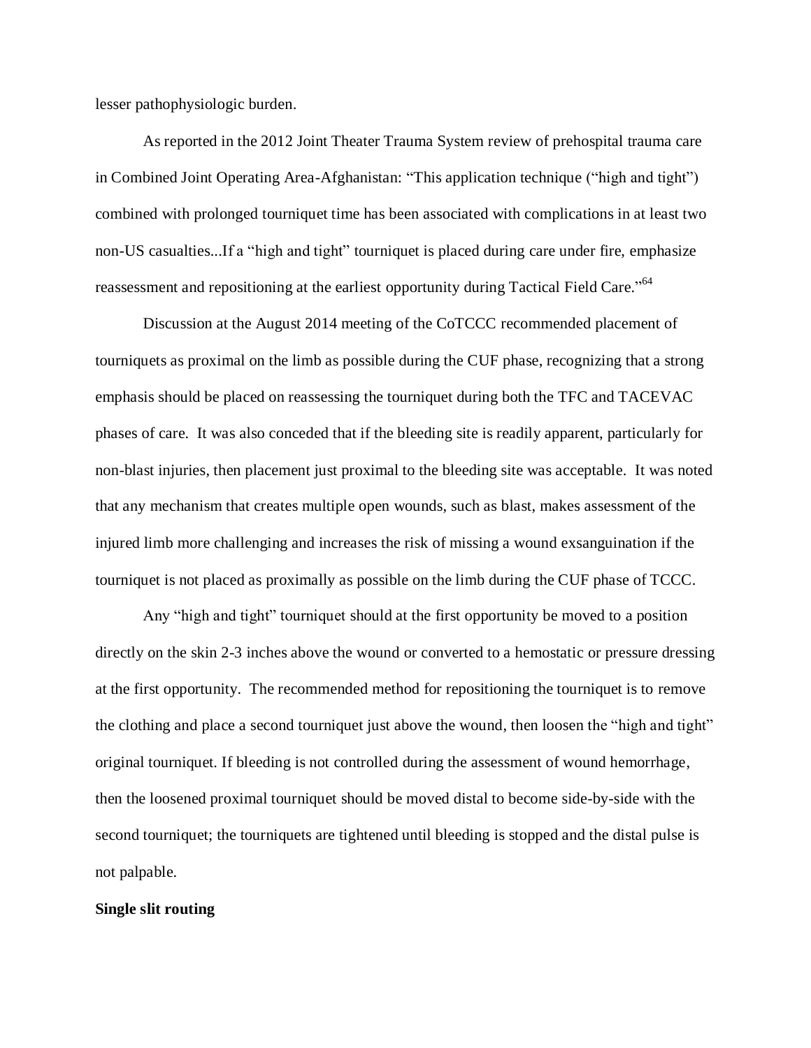lesser pathophysiologic burden.

As reported in the 2012 Joint Theater Trauma System review of prehospital trauma care in Combined Joint Operating Area-Afghanistan: "This application technique ("high and tight") combined with prolonged tourniquet time has been associated with complications in at least two non-US casualties...If a "high and tight" tourniquet is placed during care under fire, emphasize reassessment and repositioning at the earliest opportunity during Tactical Field Care."[64]

Discussion at the August 2014 meeting of the CoTCCC recommended placement of tourniquets as proximal on the limb as possible during the CUF phase, recognizing that a strong emphasis should be placed on reassessing the tourniquet during both the TFC and TACEVAC phases of care. It was also conceded that if the bleeding site is readily apparent, particularly for non-blast injuries, then placement just proximal to the bleeding site was acceptable. It was noted that any mechanism that creates multiple open wounds, such as blast, makes assessment of the injured limb more challenging and increases the risk of missing a wound exsanguination if the tourniquet is not placed as proximally as possible on the limb during the CUF phase of TCCC.

Any "high and tight" tourniquet should at the first opportunity be moved to a position directly on the skin 2-3 inches above the wound or converted to a hemostatic or pressure dressing at the first opportunity. The recommended method for repositioning the tourniquet is to remove the clothing and place a second tourniquet just above the wound, then loosen the "high and tight" original tourniquet. If bleeding is not controlled during the assessment of wound hemorrhage, then the loosened proximal tourniquet should be moved distal to become side-by-side with the second tourniquet; the tourniquets are tightened until bleeding is stopped and the distal pulse is not palpable.

**Single slit routing**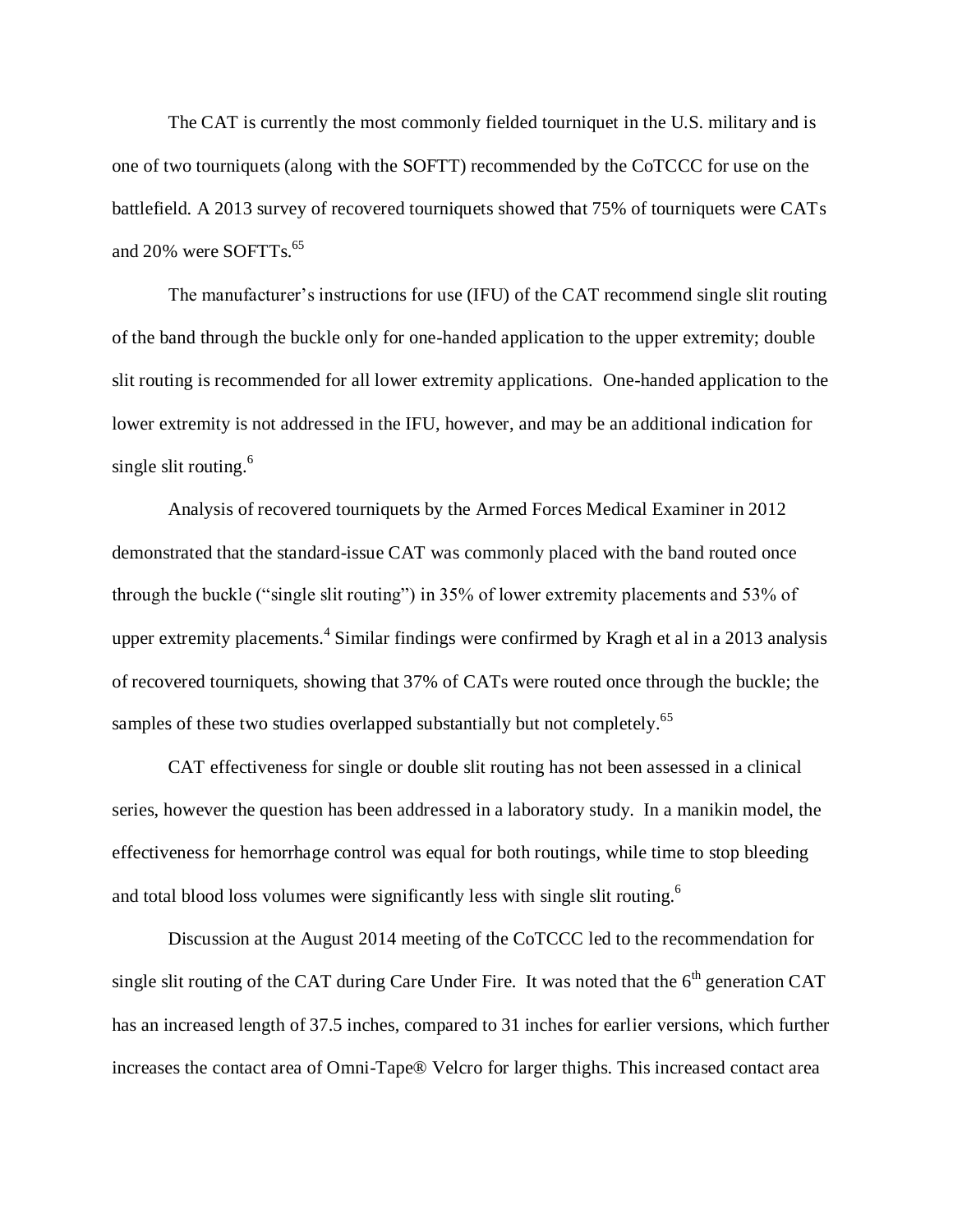The CAT is currently the most commonly fielded tourniquet in the U.S. military and is one of two tourniquets (along with the SOFTT) recommended by the CoTCCC for use on the battlefield. A 2013 survey of recovered tourniquets showed that 75% of tourniquets were CATs and 20% were SOFTTs.[65]

The manufacturer's instructions for use (IFU) of the CAT recommend single slit routing of the band through the buckle only for one-handed application to the upper extremity; double slit routing is recommended for all lower extremity applications. One-handed application to the lower extremity is not addressed in the IFU, however, and may be an additional indication for single slit routing.[6]

Analysis of recovered tourniquets by the Armed Forces Medical Examiner in 2012 demonstrated that the standard-issue CAT was commonly placed with the band routed once through the buckle ("single slit routing") in 35% of lower extremity placements and 53% of upper extremity placements.[4] Similar findings were confirmed by Kragh et al in a 2013 analysis of recovered tourniquets, showing that 37% of CATs were routed once through the buckle; the samples of these two studies overlapped substantially but not completely.[65]

CAT effectiveness for single or double slit routing has not been assessed in a clinical series, however the question has been addressed in a laboratory study. In a manikin model, the effectiveness for hemorrhage control was equal for both routings, while time to stop bleeding and total blood loss volumes were significantly less with single slit routing.[6]

Discussion at the August 2014 meeting of the CoTCCC led to the recommendation for single slit routing of the CAT during Care Under Fire. It was noted that the 6th generation CAT has an increased length of 37.5 inches, compared to 31 inches for earlier versions, which further increases the contact area of Omni-Tape® Velcro for larger thighs. This increased contact area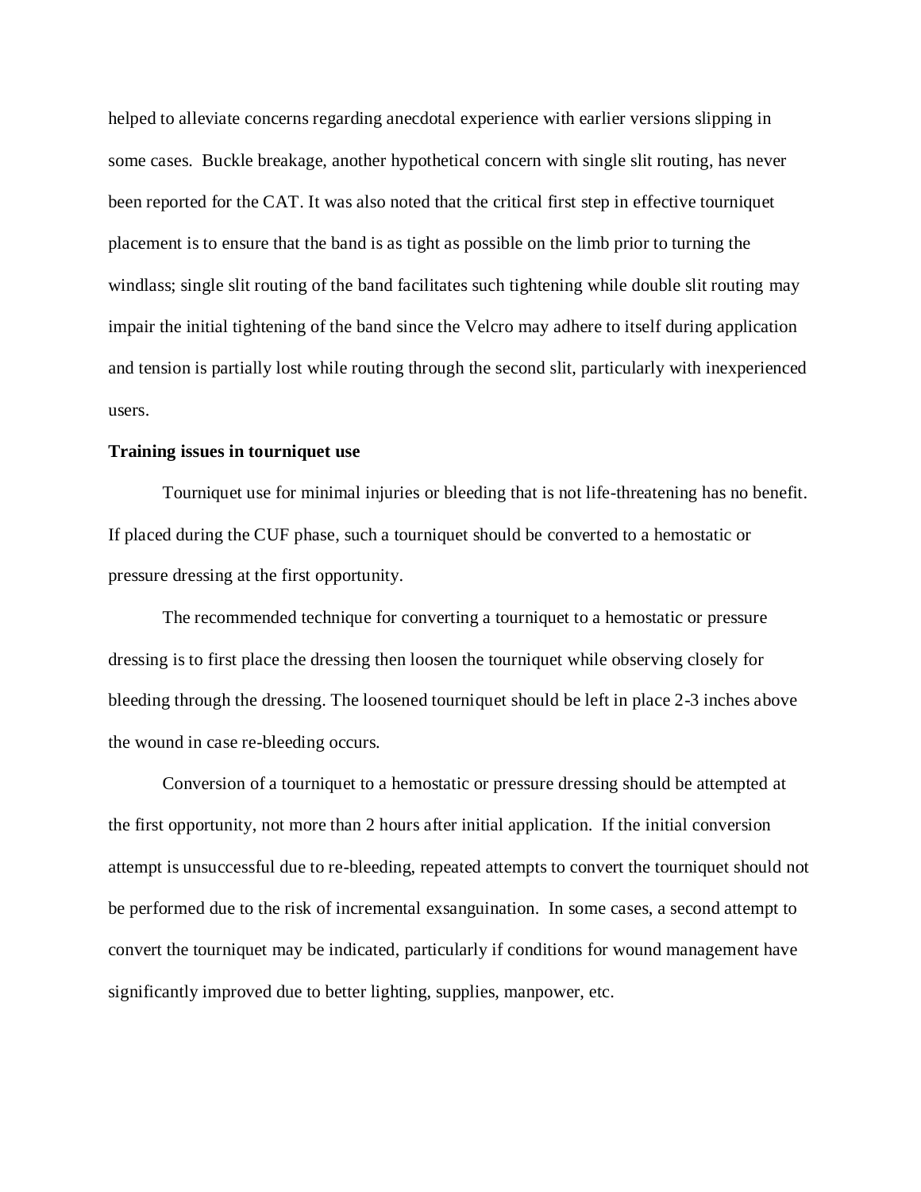helped to alleviate concerns regarding anecdotal experience with earlier versions slipping in some cases. Buckle breakage, another hypothetical concern with single slit routing, has never been reported for the CAT. It was also noted that the critical first step in effective tourniquet placement is to ensure that the band is as tight as possible on the limb prior to turning the windlass; single slit routing of the band facilitates such tightening while double slit routing may impair the initial tightening of the band since the Velcro may adhere to itself during application and tension is partially lost while routing through the second slit, particularly with inexperienced users.

**Training issues in tourniquet use**

Tourniquet use for minimal injuries or bleeding that is not life-threatening has no benefit. If placed during the CUF phase, such a tourniquet should be converted to a hemostatic or pressure dressing at the first opportunity.

The recommended technique for converting a tourniquet to a hemostatic or pressure dressing is to first place the dressing then loosen the tourniquet while observing closely for bleeding through the dressing. The loosened tourniquet should be left in place 2-3 inches above the wound in case re-bleeding occurs.

Conversion of a tourniquet to a hemostatic or pressure dressing should be attempted at the first opportunity, not more than 2 hours after initial application. If the initial conversion attempt is unsuccessful due to re-bleeding, repeated attempts to convert the tourniquet should not be performed due to the risk of incremental exsanguination. In some cases, a second attempt to convert the tourniquet may be indicated, particularly if conditions for wound management have significantly improved due to better lighting, supplies, manpower, etc.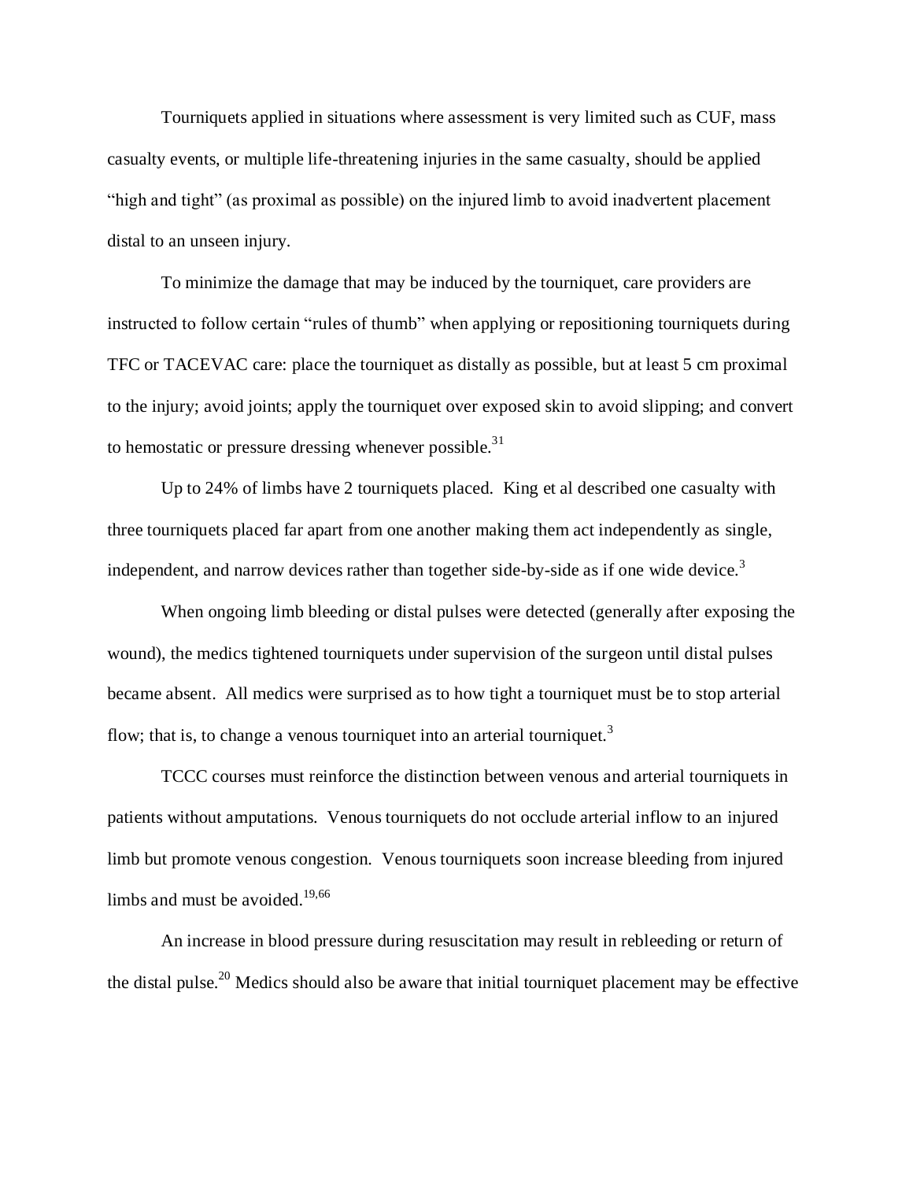Tourniquets applied in situations where assessment is very limited such as CUF, mass casualty events, or multiple life-threatening injuries in the same casualty, should be applied "high and tight" (as proximal as possible) on the injured limb to avoid inadvertent placement distal to an unseen injury.

To minimize the damage that may be induced by the tourniquet, care providers are instructed to follow certain "rules of thumb" when applying or repositioning tourniquets during TFC or TACEVAC care: place the tourniquet as distally as possible, but at least 5 cm proximal to the injury; avoid joints; apply the tourniquet over exposed skin to avoid slipping; and convert to hemostatic or pressure dressing whenever possible.[31]

Up to 24% of limbs have 2 tourniquets placed. King et al described one casualty with three tourniquets placed far apart from one another making them act independently as single, independent, and narrow devices rather than together side-by-side as if one wide device.[3]

When ongoing limb bleeding or distal pulses were detected (generally after exposing the wound), the medics tightened tourniquets under supervision of the surgeon until distal pulses became absent. All medics were surprised as to how tight a tourniquet must be to stop arterial flow; that is, to change a venous tourniquet into an arterial tourniquet.[3]

TCCC courses must reinforce the distinction between venous and arterial tourniquets in patients without amputations. Venous tourniquets do not occlude arterial inflow to an injured limb but promote venous congestion. Venous tourniquets soon increase bleeding from injured limbs and must be avoided.[19,66]

An increase in blood pressure during resuscitation may result in rebleeding or return of the distal pulse.[20] Medics should also be aware that initial tourniquet placement may be effective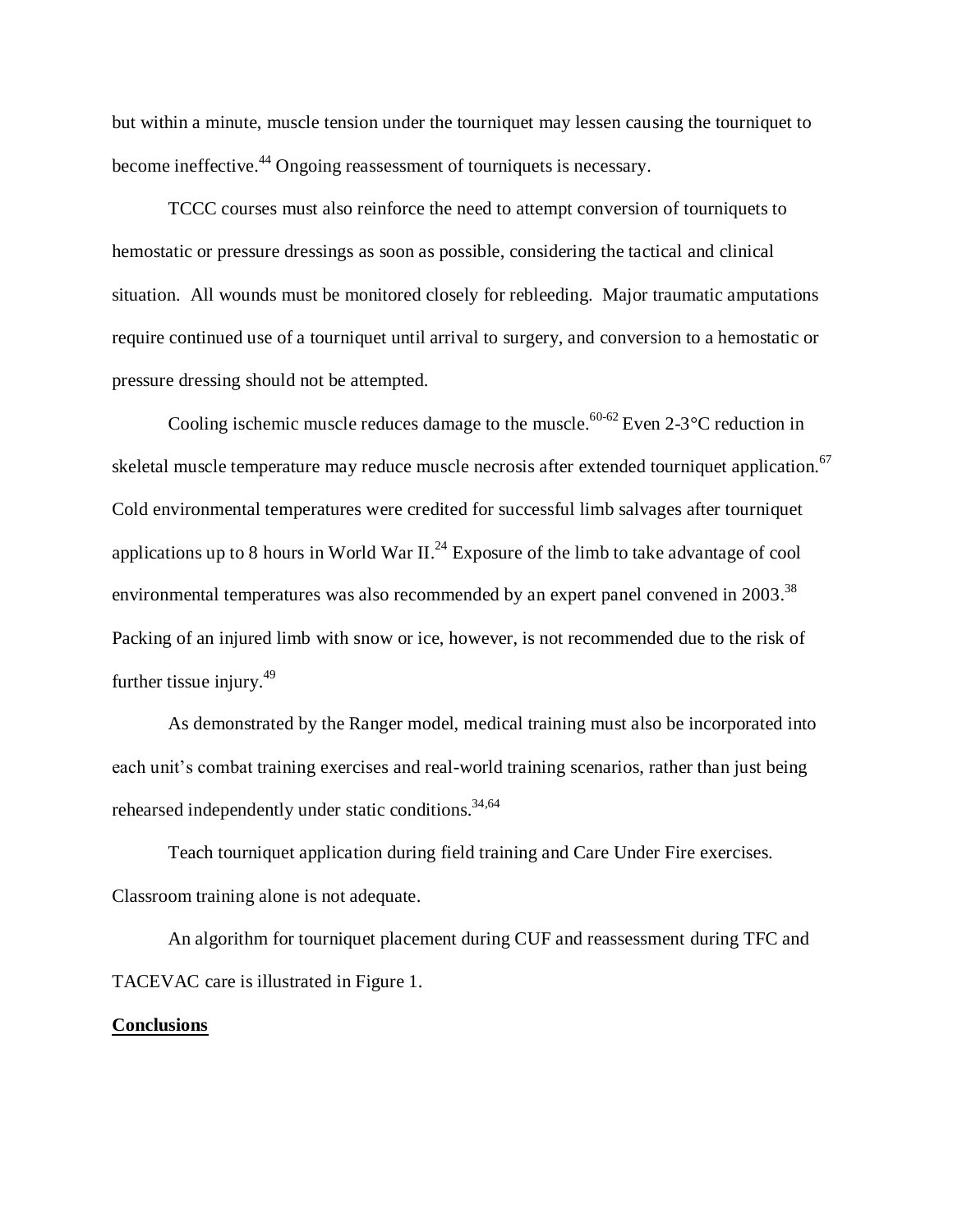but within a minute, muscle tension under the tourniquet may lessen causing the tourniquet to become ineffective.[44] Ongoing reassessment of tourniquets is necessary.

TCCC courses must also reinforce the need to attempt conversion of tourniquets to hemostatic or pressure dressings as soon as possible, considering the tactical and clinical situation. All wounds must be monitored closely for rebleeding. Major traumatic amputations require continued use of a tourniquet until arrival to surgery, and conversion to a hemostatic or pressure dressing should not be attempted.

Cooling ischemic muscle reduces damage to the muscle.[60-62] Even 2-3°C reduction in skeletal muscle temperature may reduce muscle necrosis after extended tourniquet application.[67] Cold environmental temperatures were credited for successful limb salvages after tourniquet applications up to 8 hours in World War II.[24] Exposure of the limb to take advantage of cool environmental temperatures was also recommended by an expert panel convened in 2003.[38] Packing of an injured limb with snow or ice, however, is not recommended due to the risk of further tissue injury.[49]

As demonstrated by the Ranger model, medical training must also be incorporated into each unit's combat training exercises and real-world training scenarios, rather than just being rehearsed independently under static conditions.[34,64]

Teach tourniquet application during field training and Care Under Fire exercises. Classroom training alone is not adequate.

An algorithm for tourniquet placement during CUF and reassessment during TFC and TACEVAC care is illustrated in Figure 1.

## Conclusions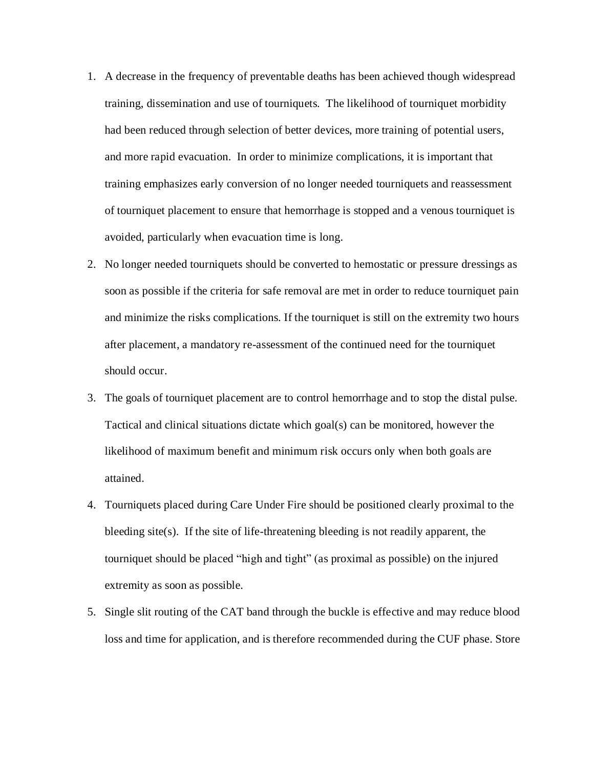1. A decrease in the frequency of preventable deaths has been achieved though widespread training, dissemination and use of tourniquets. The likelihood of tourniquet morbidity had been reduced through selection of better devices, more training of potential users, and more rapid evacuation. In order to minimize complications, it is important that training emphasizes early conversion of no longer needed tourniquets and reassessment of tourniquet placement to ensure that hemorrhage is stopped and a venous tourniquet is avoided, particularly when evacuation time is long.
2. No longer needed tourniquets should be converted to hemostatic or pressure dressings as soon as possible if the criteria for safe removal are met in order to reduce tourniquet pain and minimize the risks complications. If the tourniquet is still on the extremity two hours after placement, a mandatory re-assessment of the continued need for the tourniquet should occur.
3. The goals of tourniquet placement are to control hemorrhage and to stop the distal pulse. Tactical and clinical situations dictate which goal(s) can be monitored, however the likelihood of maximum benefit and minimum risk occurs only when both goals are attained.
4. Tourniquets placed during Care Under Fire should be positioned clearly proximal to the bleeding site(s). If the site of life-threatening bleeding is not readily apparent, the tourniquet should be placed "high and tight" (as proximal as possible) on the injured extremity as soon as possible.
5. Single slit routing of the CAT band through the buckle is effective and may reduce blood loss and time for application, and is therefore recommended during the CUF phase. Store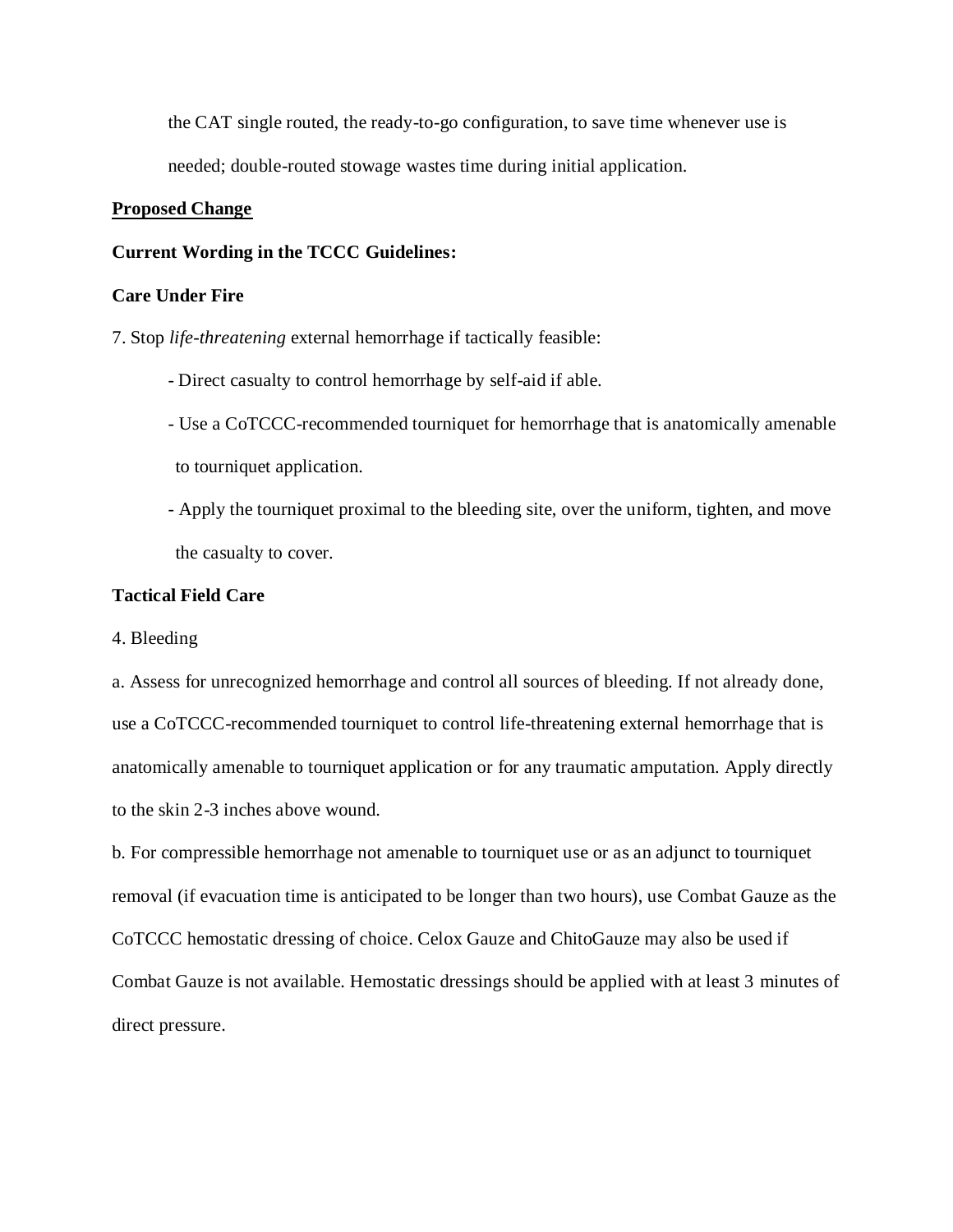the CAT single routed, the ready-to-go configuration, to save time whenever use is needed; double-routed stowage wastes time during initial application.

**<u>Proposed Change</u>**

**Current Wording in the TCCC Guidelines:**

**Care Under Fire**

7. Stop *life-threatening* external hemorrhage if tactically feasible:

- Direct casualty to control hemorrhage by self-aid if able.
- Use a CoTCCC-recommended tourniquet for hemorrhage that is anatomically amenable to tourniquet application.
- Apply the tourniquet proximal to the bleeding site, over the uniform, tighten, and move the casualty to cover.

**Tactical Field Care**

4. Bleeding

a. Assess for unrecognized hemorrhage and control all sources of bleeding. If not already done, use a CoTCCC-recommended tourniquet to control life-threatening external hemorrhage that is anatomically amenable to tourniquet application or for any traumatic amputation. Apply directly to the skin 2-3 inches above wound.

b. For compressible hemorrhage not amenable to tourniquet use or as an adjunct to tourniquet removal (if evacuation time is anticipated to be longer than two hours), use Combat Gauze as the CoTCCC hemostatic dressing of choice. Celox Gauze and ChitoGauze may also be used if Combat Gauze is not available. Hemostatic dressings should be applied with at least 3 minutes of direct pressure.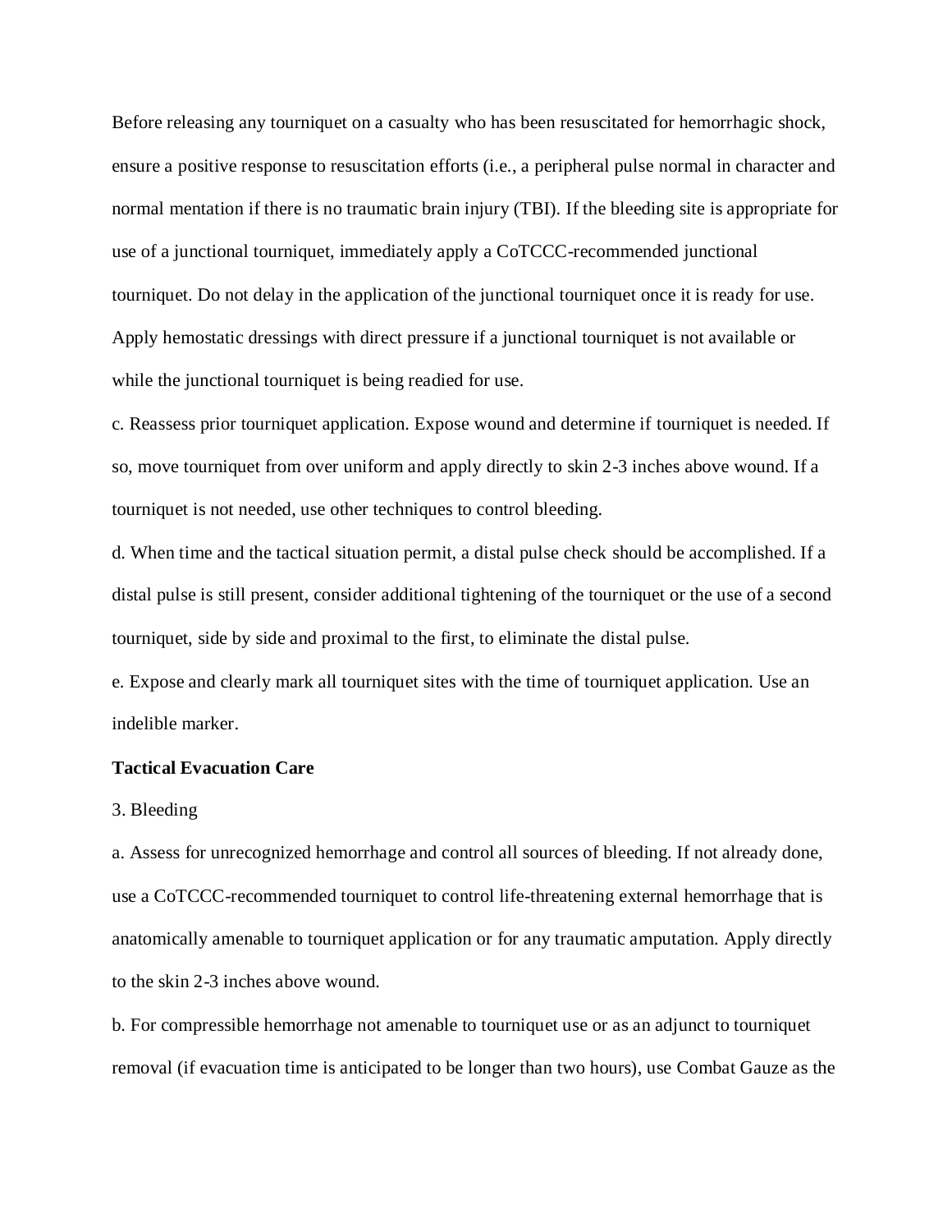Before releasing any tourniquet on a casualty who has been resuscitated for hemorrhagic shock, ensure a positive response to resuscitation efforts (i.e., a peripheral pulse normal in character and normal mentation if there is no traumatic brain injury (TBI). If the bleeding site is appropriate for use of a junctional tourniquet, immediately apply a CoTCCC-recommended junctional tourniquet. Do not delay in the application of the junctional tourniquet once it is ready for use. Apply hemostatic dressings with direct pressure if a junctional tourniquet is not available or while the junctional tourniquet is being readied for use.

c. Reassess prior tourniquet application. Expose wound and determine if tourniquet is needed. If so, move tourniquet from over uniform and apply directly to skin 2-3 inches above wound. If a tourniquet is not needed, use other techniques to control bleeding.

d. When time and the tactical situation permit, a distal pulse check should be accomplished. If a distal pulse is still present, consider additional tightening of the tourniquet or the use of a second tourniquet, side by side and proximal to the first, to eliminate the distal pulse.

e. Expose and clearly mark all tourniquet sites with the time of tourniquet application. Use an indelible marker.

**Tactical Evacuation Care**

3. Bleeding

a. Assess for unrecognized hemorrhage and control all sources of bleeding. If not already done, use a CoTCCC-recommended tourniquet to control life-threatening external hemorrhage that is anatomically amenable to tourniquet application or for any traumatic amputation. Apply directly to the skin 2-3 inches above wound.

b. For compressible hemorrhage not amenable to tourniquet use or as an adjunct to tourniquet removal (if evacuation time is anticipated to be longer than two hours), use Combat Gauze as the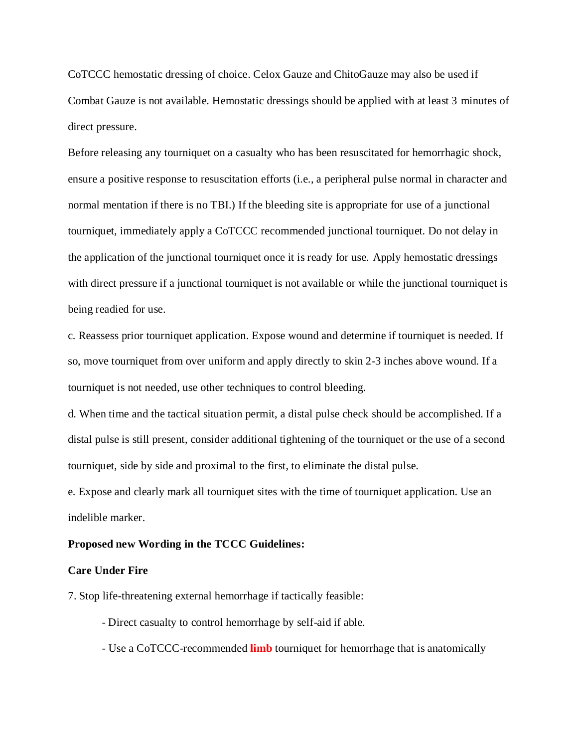CoTCCC hemostatic dressing of choice. Celox Gauze and ChitoGauze may also be used if Combat Gauze is not available. Hemostatic dressings should be applied with at least 3 minutes of direct pressure.

Before releasing any tourniquet on a casualty who has been resuscitated for hemorrhagic shock, ensure a positive response to resuscitation efforts (i.e., a peripheral pulse normal in character and normal mentation if there is no TBI.) If the bleeding site is appropriate for use of a junctional tourniquet, immediately apply a CoTCCC recommended junctional tourniquet. Do not delay in the application of the junctional tourniquet once it is ready for use. Apply hemostatic dressings with direct pressure if a junctional tourniquet is not available or while the junctional tourniquet is being readied for use.

c. Reassess prior tourniquet application. Expose wound and determine if tourniquet is needed. If so, move tourniquet from over uniform and apply directly to skin 2-3 inches above wound. If a tourniquet is not needed, use other techniques to control bleeding.

d. When time and the tactical situation permit, a distal pulse check should be accomplished. If a distal pulse is still present, consider additional tightening of the tourniquet or the use of a second tourniquet, side by side and proximal to the first, to eliminate the distal pulse.

e. Expose and clearly mark all tourniquet sites with the time of tourniquet application. Use an indelible marker.

**Proposed new Wording in the TCCC Guidelines:**

**Care Under Fire**

7. Stop life-threatening external hemorrhage if tactically feasible:

- Direct casualty to control hemorrhage by self-aid if able.
- Use a CoTCCC-recommended **limb** tourniquet for hemorrhage that is anatomically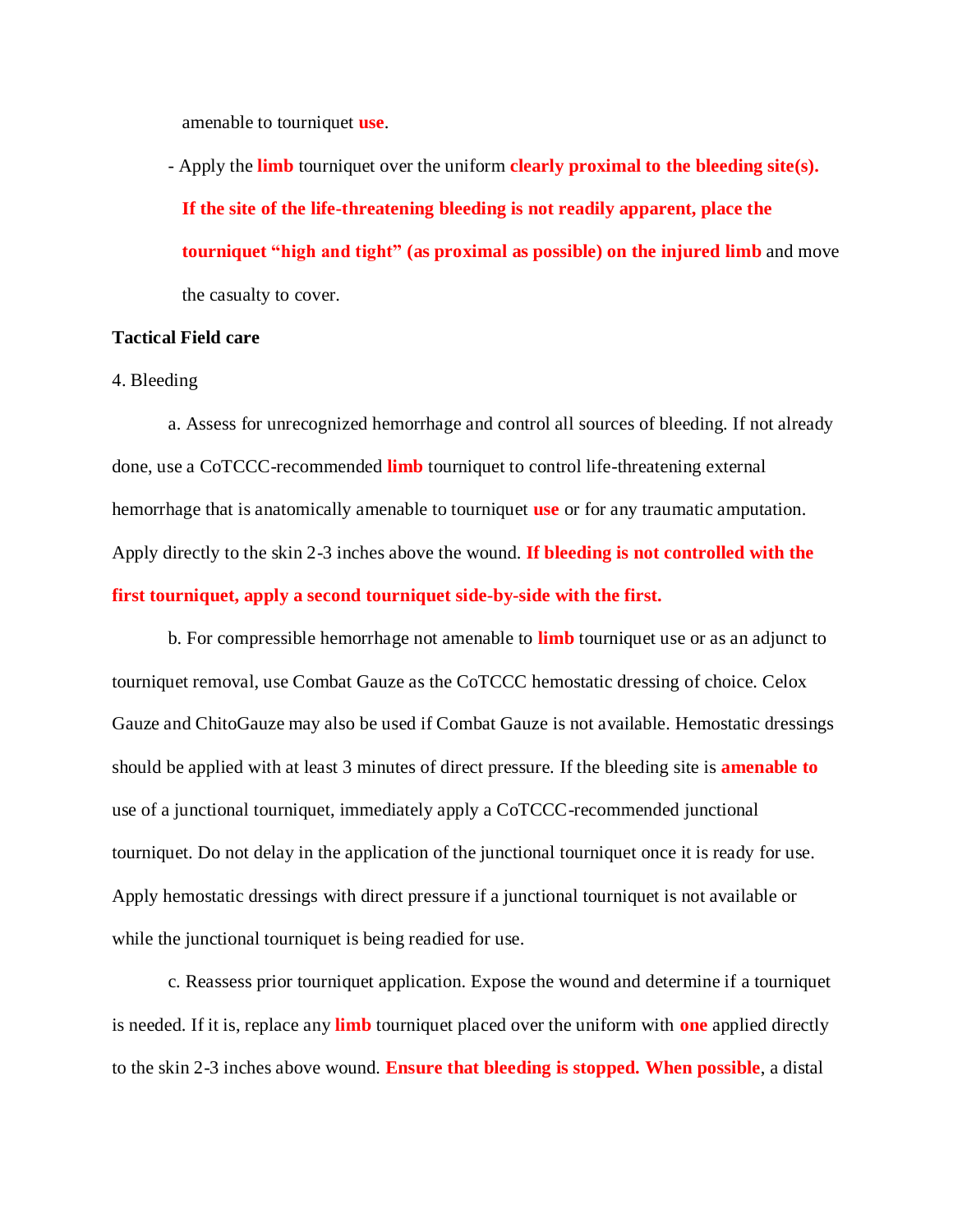amenable to tourniquet **use**.

- Apply the **limb** tourniquet over the uniform **clearly proximal to the bleeding site(s). If the site of the life-threatening bleeding is not readily apparent, place the tourniquet "high and tight" (as proximal as possible) on the injured limb** and move the casualty to cover.

**Tactical Field care**

4. Bleeding

a. Assess for unrecognized hemorrhage and control all sources of bleeding. If not already done, use a CoTCCC-recommended **limb** tourniquet to control life-threatening external hemorrhage that is anatomically amenable to tourniquet **use** or for any traumatic amputation. Apply directly to the skin 2-3 inches above the wound. **If bleeding is not controlled with the first tourniquet, apply a second tourniquet side-by-side with the first.**

b. For compressible hemorrhage not amenable to **limb** tourniquet use or as an adjunct to tourniquet removal, use Combat Gauze as the CoTCCC hemostatic dressing of choice. Celox Gauze and ChitoGauze may also be used if Combat Gauze is not available. Hemostatic dressings should be applied with at least 3 minutes of direct pressure. If the bleeding site is **amenable to** use of a junctional tourniquet, immediately apply a CoTCCC-recommended junctional tourniquet. Do not delay in the application of the junctional tourniquet once it is ready for use. Apply hemostatic dressings with direct pressure if a junctional tourniquet is not available or while the junctional tourniquet is being readied for use.

c. Reassess prior tourniquet application. Expose the wound and determine if a tourniquet is needed. If it is, replace any **limb** tourniquet placed over the uniform with **one** applied directly to the skin 2-3 inches above wound. **Ensure that bleeding is stopped. When possible**, a distal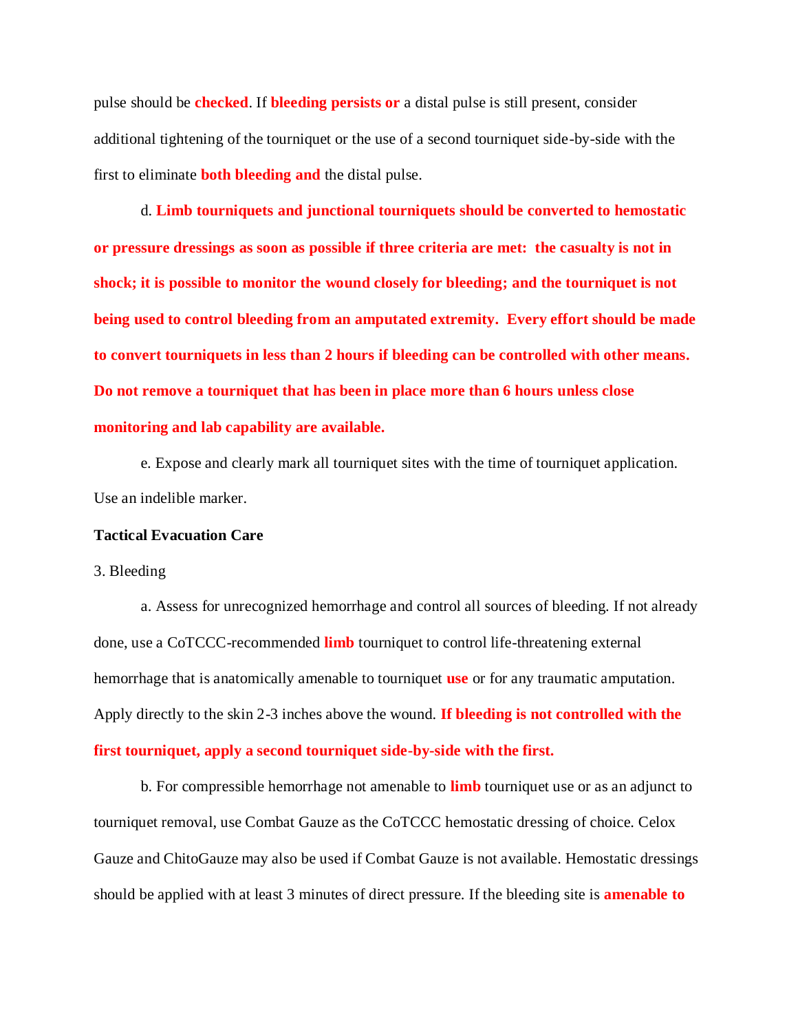pulse should be **checked**. If **bleeding persists or** a distal pulse is still present, consider additional tightening of the tourniquet or the use of a second tourniquet side-by-side with the first to eliminate **both bleeding and** the distal pulse.

d. **Limb tourniquets and junctional tourniquets should be converted to hemostatic or pressure dressings as soon as possible if three criteria are met: the casualty is not in shock; it is possible to monitor the wound closely for bleeding; and the tourniquet is not being used to control bleeding from an amputated extremity. Every effort should be made to convert tourniquets in less than 2 hours if bleeding can be controlled with other means. Do not remove a tourniquet that has been in place more than 6 hours unless close monitoring and lab capability are available.**

e. Expose and clearly mark all tourniquet sites with the time of tourniquet application. Use an indelible marker.

**Tactical Evacuation Care**

3. Bleeding

a. Assess for unrecognized hemorrhage and control all sources of bleeding. If not already done, use a CoTCCC-recommended **limb** tourniquet to control life-threatening external hemorrhage that is anatomically amenable to tourniquet **use** or for any traumatic amputation. Apply directly to the skin 2-3 inches above the wound. **If bleeding is not controlled with the first tourniquet, apply a second tourniquet side-by-side with the first.**

b. For compressible hemorrhage not amenable to **limb** tourniquet use or as an adjunct to tourniquet removal, use Combat Gauze as the CoTCCC hemostatic dressing of choice. Celox Gauze and ChitoGauze may also be used if Combat Gauze is not available. Hemostatic dressings should be applied with at least 3 minutes of direct pressure. If the bleeding site is **amenable to**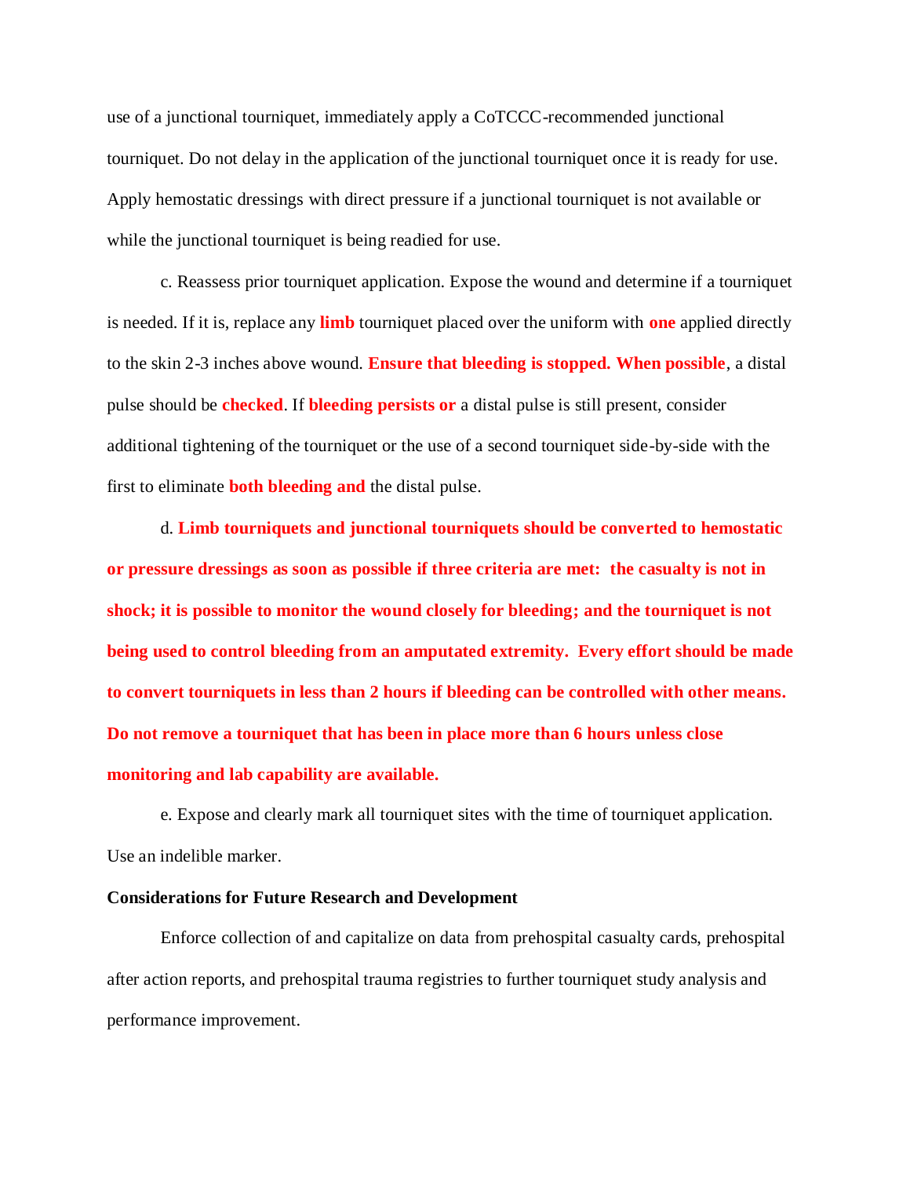use of a junctional tourniquet, immediately apply a CoTCCC-recommended junctional tourniquet. Do not delay in the application of the junctional tourniquet once it is ready for use. Apply hemostatic dressings with direct pressure if a junctional tourniquet is not available or while the junctional tourniquet is being readied for use.

c. Reassess prior tourniquet application. Expose the wound and determine if a tourniquet is needed. If it is, replace any **limb** tourniquet placed over the uniform with **one** applied directly to the skin 2-3 inches above wound. **Ensure that bleeding is stopped. When possible**, a distal pulse should be **checked**. If **bleeding persists or** a distal pulse is still present, consider additional tightening of the tourniquet or the use of a second tourniquet side-by-side with the first to eliminate **both bleeding and** the distal pulse.

d. **Limb tourniquets and junctional tourniquets should be converted to hemostatic or pressure dressings as soon as possible if three criteria are met: the casualty is not in shock; it is possible to monitor the wound closely for bleeding; and the tourniquet is not being used to control bleeding from an amputated extremity. Every effort should be made to convert tourniquets in less than 2 hours if bleeding can be controlled with other means. Do not remove a tourniquet that has been in place more than 6 hours unless close monitoring and lab capability are available.**

e. Expose and clearly mark all tourniquet sites with the time of tourniquet application. Use an indelible marker.

**Considerations for Future Research and Development**

Enforce collection of and capitalize on data from prehospital casualty cards, prehospital after action reports, and prehospital trauma registries to further tourniquet study analysis and performance improvement.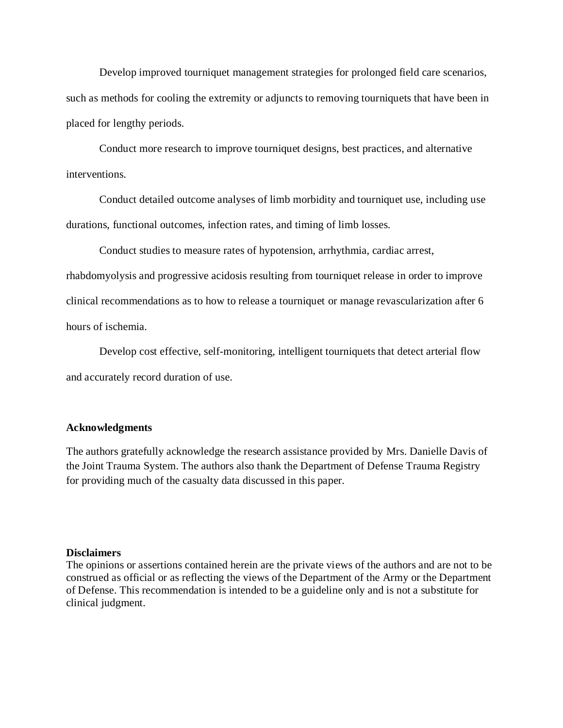Develop improved tourniquet management strategies for prolonged field care scenarios, such as methods for cooling the extremity or adjuncts to removing tourniquets that have been in placed for lengthy periods.

Conduct more research to improve tourniquet designs, best practices, and alternative interventions.

Conduct detailed outcome analyses of limb morbidity and tourniquet use, including use durations, functional outcomes, infection rates, and timing of limb losses.

Conduct studies to measure rates of hypotension, arrhythmia, cardiac arrest, rhabdomyolysis and progressive acidosis resulting from tourniquet release in order to improve clinical recommendations as to how to release a tourniquet or manage revascularization after 6 hours of ischemia.

Develop cost effective, self-monitoring, intelligent tourniquets that detect arterial flow and accurately record duration of use.

**Acknowledgments**

The authors gratefully acknowledge the research assistance provided by Mrs. Danielle Davis of the Joint Trauma System. The authors also thank the Department of Defense Trauma Registry for providing much of the casualty data discussed in this paper.

**Disclaimers**

The opinions or assertions contained herein are the private views of the authors and are not to be construed as official or as reflecting the views of the Department of the Army or the Department of Defense. This recommendation is intended to be a guideline only and is not a substitute for clinical judgment.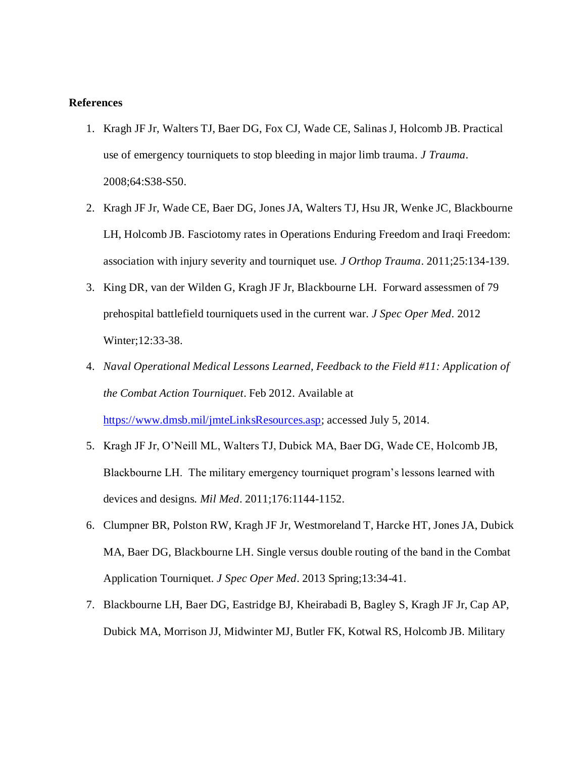**References**

1. Kragh JF Jr, Walters TJ, Baer DG, Fox CJ, Wade CE, Salinas J, Holcomb JB. Practical use of emergency tourniquets to stop bleeding in major limb trauma. *J Trauma*. 2008;64:S38-S50.
2. Kragh JF Jr, Wade CE, Baer DG, Jones JA, Walters TJ, Hsu JR, Wenke JC, Blackbourne LH, Holcomb JB. Fasciotomy rates in Operations Enduring Freedom and Iraqi Freedom: association with injury severity and tourniquet use. *J Orthop Trauma*. 2011;25:134-139.
3. King DR, van der Wilden G, Kragh JF Jr, Blackbourne LH. Forward assessmen of 79 prehospital battlefield tourniquets used in the current war. *J Spec Oper Med*. 2012 Winter;12:33-38.
4. *Naval Operational Medical Lessons Learned, Feedback to the Field #11: Application of the Combat Action Tourniquet*. Feb 2012. Available at https://www.dmsb.mil/jmteLinksResources.asp; accessed July 5, 2014.
5. Kragh JF Jr, O'Neill ML, Walters TJ, Dubick MA, Baer DG, Wade CE, Holcomb JB, Blackbourne LH. The military emergency tourniquet program's lessons learned with devices and designs. *Mil Med*. 2011;176:1144-1152.
6. Clumpner BR, Polston RW, Kragh JF Jr, Westmoreland T, Harcke HT, Jones JA, Dubick MA, Baer DG, Blackbourne LH. Single versus double routing of the band in the Combat Application Tourniquet. *J Spec Oper Med*. 2013 Spring;13:34-41.
7. Blackbourne LH, Baer DG, Eastridge BJ, Kheirabadi B, Bagley S, Kragh JF Jr, Cap AP, Dubick MA, Morrison JJ, Midwinter MJ, Butler FK, Kotwal RS, Holcomb JB. Military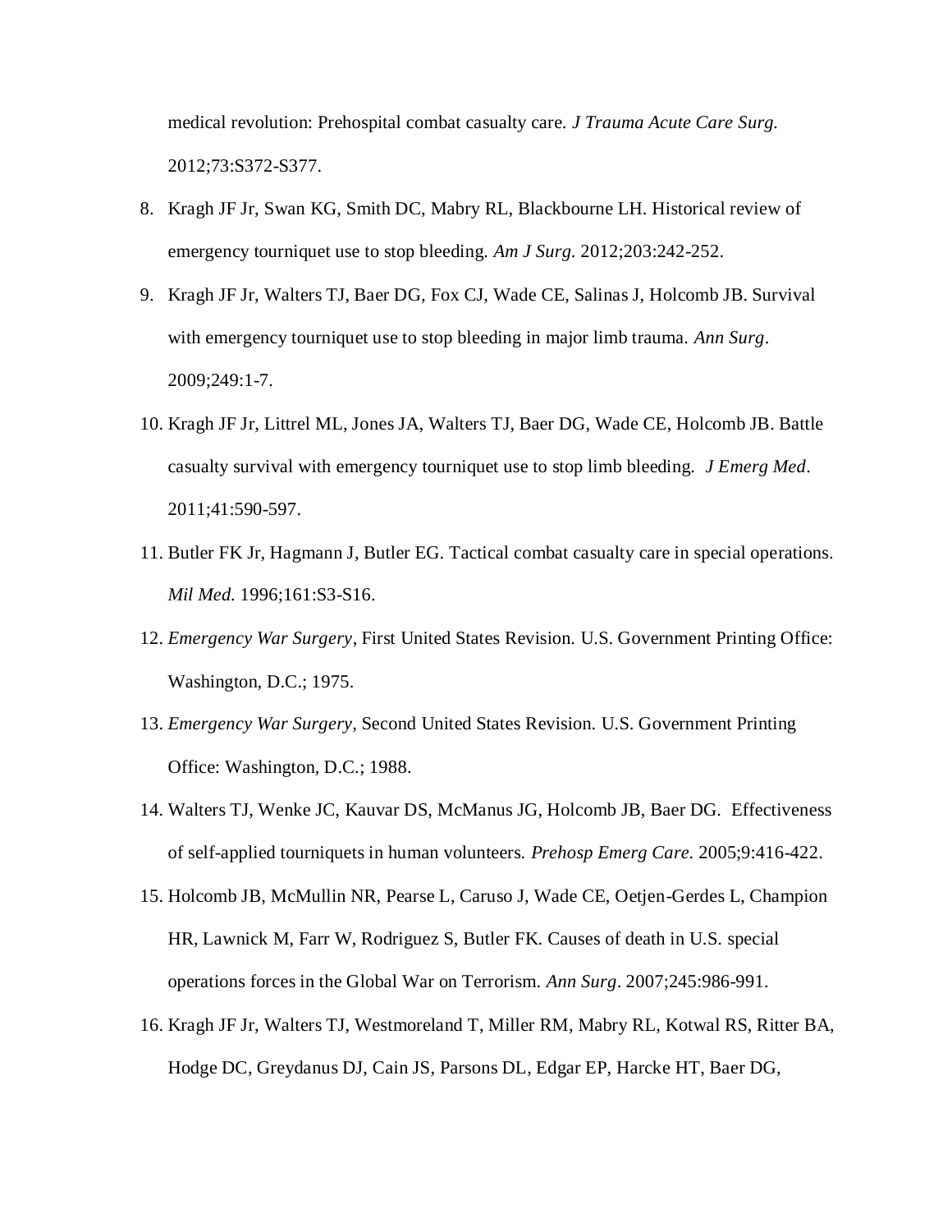medical revolution: Prehospital combat casualty care. *J Trauma Acute Care Surg.* 2012;73:S372-S377.

8. Kragh JF Jr, Swan KG, Smith DC, Mabry RL, Blackbourne LH. Historical review of emergency tourniquet use to stop bleeding. *Am J Surg.* 2012;203:242-252.
9. Kragh JF Jr, Walters TJ, Baer DG, Fox CJ, Wade CE, Salinas J, Holcomb JB. Survival with emergency tourniquet use to stop bleeding in major limb trauma. *Ann Surg*. 2009;249:1-7.
10. Kragh JF Jr, Littrel ML, Jones JA, Walters TJ, Baer DG, Wade CE, Holcomb JB. Battle casualty survival with emergency tourniquet use to stop limb bleeding. *J Emerg Med*. 2011;41:590-597.
11. Butler FK Jr, Hagmann J, Butler EG. Tactical combat casualty care in special operations. *Mil Med.* 1996;161:S3-S16.
12. *Emergency War Surgery*, First United States Revision. U.S. Government Printing Office: Washington, D.C.; 1975.
13. *Emergency War Surgery,* Second United States Revision. U.S. Government Printing Office: Washington, D.C.; 1988.
14. Walters TJ, Wenke JC, Kauvar DS, McManus JG, Holcomb JB, Baer DG. Effectiveness of self-applied tourniquets in human volunteers. *Prehosp Emerg Care.* 2005;9:416-422.
15. Holcomb JB, McMullin NR, Pearse L, Caruso J, Wade CE, Oetjen-Gerdes L, Champion HR, Lawnick M, Farr W, Rodriguez S, Butler FK. Causes of death in U.S. special operations forces in the Global War on Terrorism. *Ann Surg*. 2007;245:986-991.
16. Kragh JF Jr, Walters TJ, Westmoreland T, Miller RM, Mabry RL, Kotwal RS, Ritter BA, Hodge DC, Greydanus DJ, Cain JS, Parsons DL, Edgar EP, Harcke HT, Baer DG,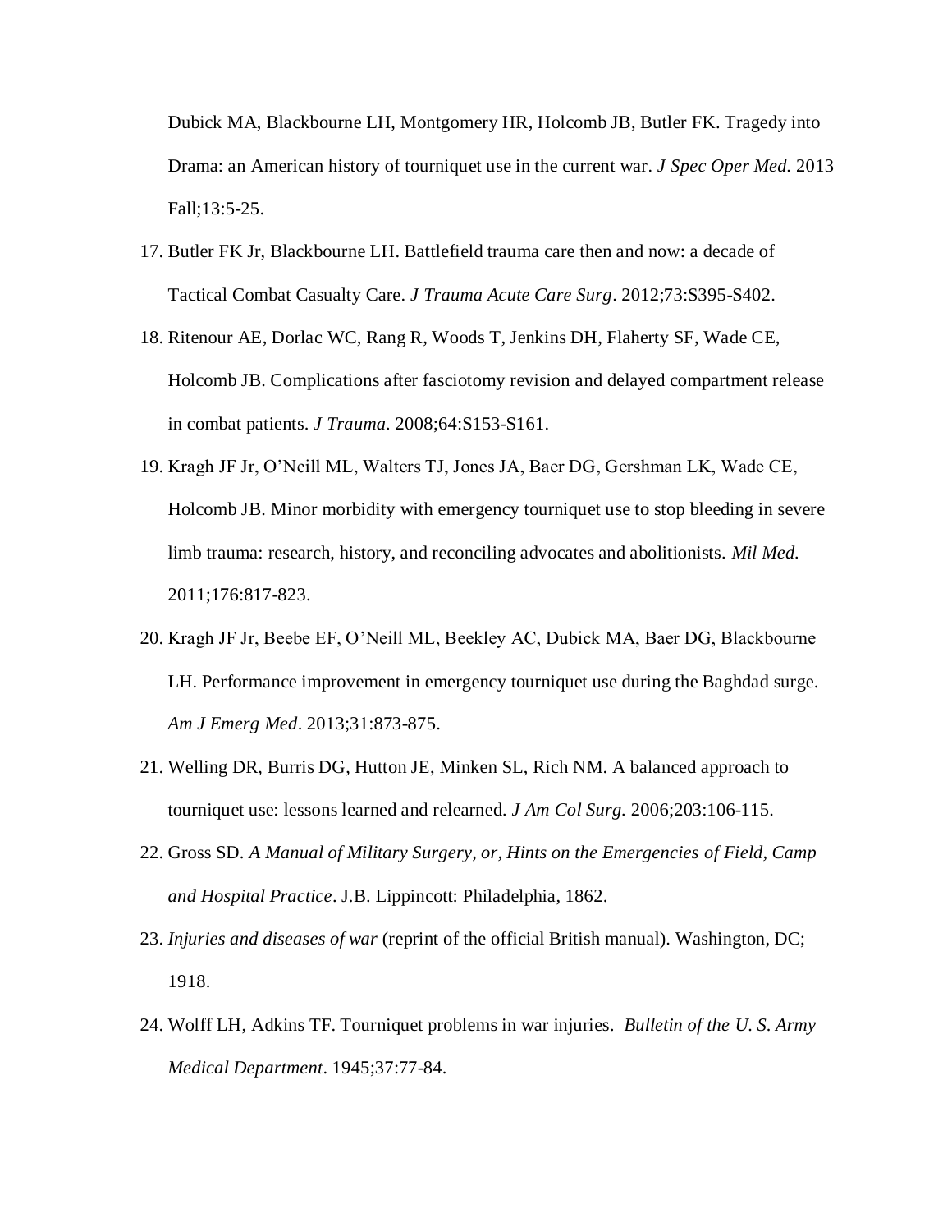Dubick MA, Blackbourne LH, Montgomery HR, Holcomb JB, Butler FK. Tragedy into Drama: an American history of tourniquet use in the current war. *J Spec Oper Med.* 2013 Fall;13:5-25.

17. Butler FK Jr, Blackbourne LH. Battlefield trauma care then and now: a decade of Tactical Combat Casualty Care. *J Trauma Acute Care Surg*. 2012;73:S395-S402.
18. Ritenour AE, Dorlac WC, Rang R, Woods T, Jenkins DH, Flaherty SF, Wade CE, Holcomb JB. Complications after fasciotomy revision and delayed compartment release in combat patients. *J Trauma.* 2008;64:S153-S161.
19. Kragh JF Jr, O'Neill ML, Walters TJ, Jones JA, Baer DG, Gershman LK, Wade CE, Holcomb JB. Minor morbidity with emergency tourniquet use to stop bleeding in severe limb trauma: research, history, and reconciling advocates and abolitionists. *Mil Med.* 2011;176:817-823.
20. Kragh JF Jr, Beebe EF, O'Neill ML, Beekley AC, Dubick MA, Baer DG, Blackbourne LH. Performance improvement in emergency tourniquet use during the Baghdad surge. *Am J Emerg Med*. 2013;31:873-875.
21. Welling DR, Burris DG, Hutton JE, Minken SL, Rich NM. A balanced approach to tourniquet use: lessons learned and relearned. *J Am Col Surg.* 2006;203:106-115.
22. Gross SD. *A Manual of Military Surgery, or, Hints on the Emergencies of Field, Camp and Hospital Practice*. J.B. Lippincott: Philadelphia, 1862.
23. *Injuries and diseases of war* (reprint of the official British manual). Washington, DC; 1918.
24. Wolff LH, Adkins TF. Tourniquet problems in war injuries. *Bulletin of the U. S. Army Medical Department*. 1945;37:77-84.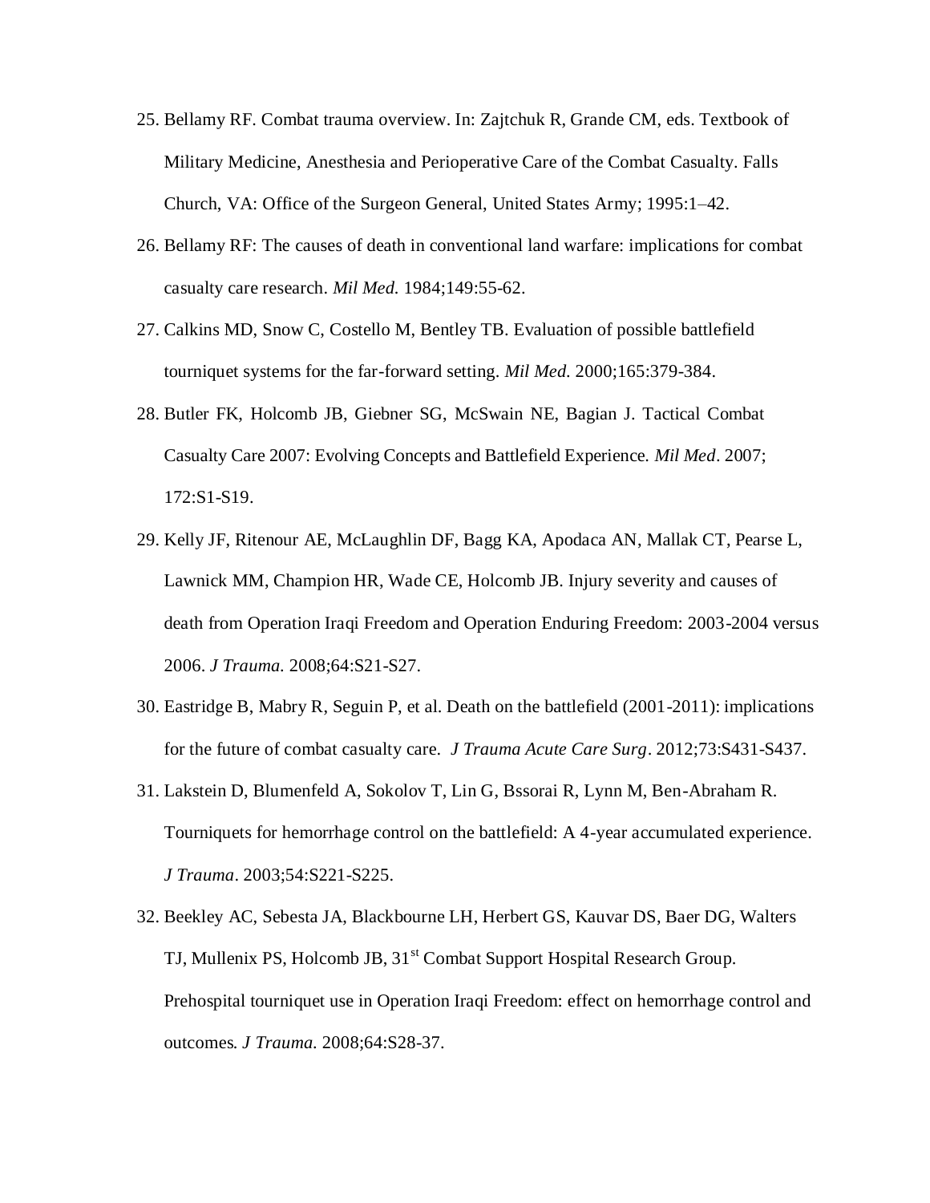25. Bellamy RF. Combat trauma overview. In: Zajtchuk R, Grande CM, eds. Textbook of Military Medicine, Anesthesia and Perioperative Care of the Combat Casualty. Falls Church, VA: Office of the Surgeon General, United States Army; 1995:1–42.
26. Bellamy RF: The causes of death in conventional land warfare: implications for combat casualty care research. *Mil Med.* 1984;149:55-62.
27. Calkins MD, Snow C, Costello M, Bentley TB. Evaluation of possible battlefield tourniquet systems for the far-forward setting. *Mil Med.* 2000;165:379-384.
28. Butler FK, Holcomb JB, Giebner SG, McSwain NE, Bagian J. Tactical Combat Casualty Care 2007: Evolving Concepts and Battlefield Experience. *Mil Med*. 2007; 172:S1-S19.
29. Kelly JF, Ritenour AE, McLaughlin DF, Bagg KA, Apodaca AN, Mallak CT, Pearse L, Lawnick MM, Champion HR, Wade CE, Holcomb JB. Injury severity and causes of death from Operation Iraqi Freedom and Operation Enduring Freedom: 2003-2004 versus 2006. *J Trauma.* 2008;64:S21-S27.
30. Eastridge B, Mabry R, Seguin P, et al. Death on the battlefield (2001-2011): implications for the future of combat casualty care. *J Trauma Acute Care Surg*. 2012;73:S431-S437.
31. Lakstein D, Blumenfeld A, Sokolov T, Lin G, Bssorai R, Lynn M, Ben-Abraham R. Tourniquets for hemorrhage control on the battlefield: A 4-year accumulated experience. *J Trauma*. 2003;54:S221-S225.
32. Beekley AC, Sebesta JA, Blackbourne LH, Herbert GS, Kauvar DS, Baer DG, Walters TJ, Mullenix PS, Holcomb JB, 31st Combat Support Hospital Research Group. Prehospital tourniquet use in Operation Iraqi Freedom: effect on hemorrhage control and outcomes. *J Trauma.* 2008;64:S28-37.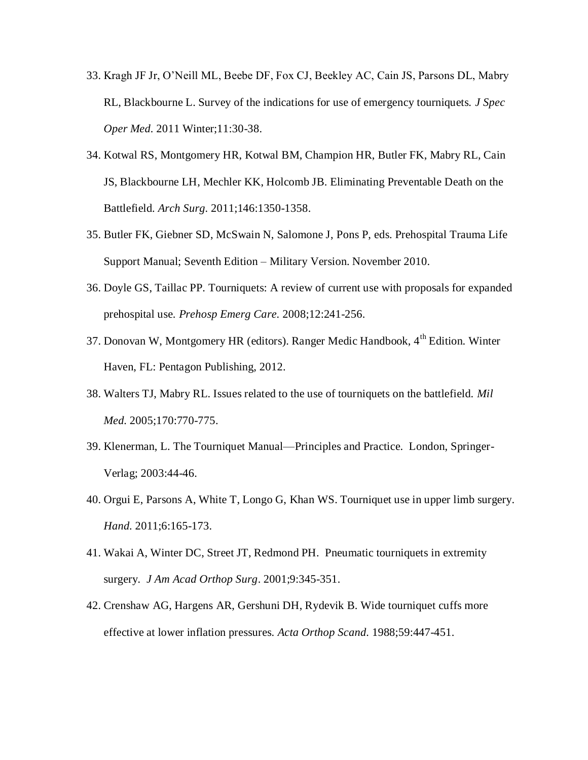33. Kragh JF Jr, O'Neill ML, Beebe DF, Fox CJ, Beekley AC, Cain JS, Parsons DL, Mabry RL, Blackbourne L. Survey of the indications for use of emergency tourniquets. *J Spec Oper Med.* 2011 Winter;11:30-38.

34. Kotwal RS, Montgomery HR, Kotwal BM, Champion HR, Butler FK, Mabry RL, Cain JS, Blackbourne LH, Mechler KK, Holcomb JB. Eliminating Preventable Death on the Battlefield. *Arch Surg.* 2011;146:1350-1358.

35. Butler FK, Giebner SD, McSwain N, Salomone J, Pons P, eds. Prehospital Trauma Life Support Manual; Seventh Edition – Military Version. November 2010.

36. Doyle GS, Taillac PP. Tourniquets: A review of current use with proposals for expanded prehospital use. *Prehosp Emerg Care.* 2008;12:241-256.

37. Donovan W, Montgomery HR (editors). Ranger Medic Handbook, 4th Edition. Winter Haven, FL: Pentagon Publishing, 2012.

38. Walters TJ, Mabry RL. Issues related to the use of tourniquets on the battlefield. *Mil Med.* 2005;170:770-775.

39. Klenerman, L. The Tourniquet Manual—Principles and Practice. London, Springer-Verlag; 2003:44-46.

40. Orgui E, Parsons A, White T, Longo G, Khan WS. Tourniquet use in upper limb surgery. *Hand.* 2011;6:165-173.

41. Wakai A, Winter DC, Street JT, Redmond PH. Pneumatic tourniquets in extremity surgery. *J Am Acad Orthop Surg*. 2001;9:345-351.

42. Crenshaw AG, Hargens AR, Gershuni DH, Rydevik B. Wide tourniquet cuffs more effective at lower inflation pressures. *Acta Orthop Scand.* 1988;59:447-451.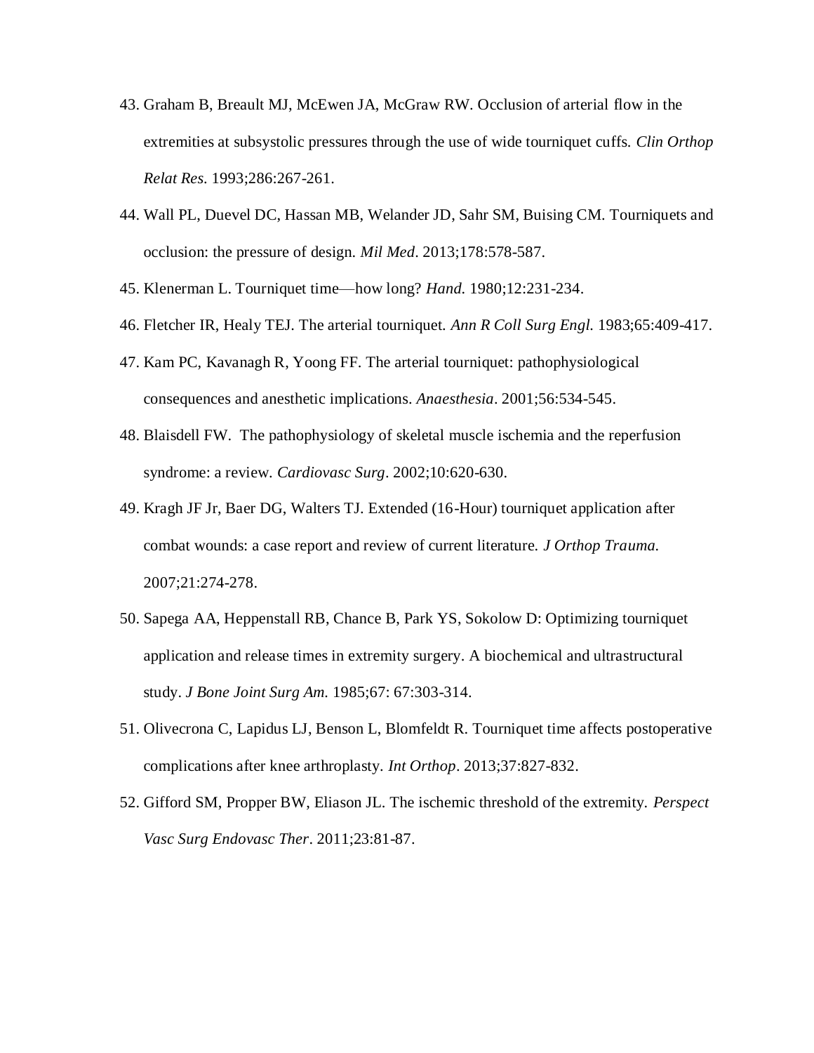43. Graham B, Breault MJ, McEwen JA, McGraw RW. Occlusion of arterial flow in the extremities at subsystolic pressures through the use of wide tourniquet cuffs. *Clin Orthop Relat Res.* 1993;286:267-261.

44. Wall PL, Duevel DC, Hassan MB, Welander JD, Sahr SM, Buising CM. Tourniquets and occlusion: the pressure of design. *Mil Med*. 2013;178:578-587.

45. Klenerman L. Tourniquet time—how long? *Hand.* 1980;12:231-234.

46. Fletcher IR, Healy TEJ. The arterial tourniquet. *Ann R Coll Surg Engl.* 1983;65:409-417.

47. Kam PC, Kavanagh R, Yoong FF. The arterial tourniquet: pathophysiological consequences and anesthetic implications. *Anaesthesia*. 2001;56:534-545.

48. Blaisdell FW. The pathophysiology of skeletal muscle ischemia and the reperfusion syndrome: a review. *Cardiovasc Surg*. 2002;10:620-630.

49. Kragh JF Jr, Baer DG, Walters TJ. Extended (16-Hour) tourniquet application after combat wounds: a case report and review of current literature. *J Orthop Trauma.* 2007;21:274-278.

50. Sapega AA, Heppenstall RB, Chance B, Park YS, Sokolow D: Optimizing tourniquet application and release times in extremity surgery. A biochemical and ultrastructural study. *J Bone Joint Surg Am.* 1985;67: 67:303-314.

51. Olivecrona C, Lapidus LJ, Benson L, Blomfeldt R. Tourniquet time affects postoperative complications after knee arthroplasty. *Int Orthop*. 2013;37:827-832.

52. Gifford SM, Propper BW, Eliason JL. The ischemic threshold of the extremity. *Perspect Vasc Surg Endovasc Ther*. 2011;23:81-87.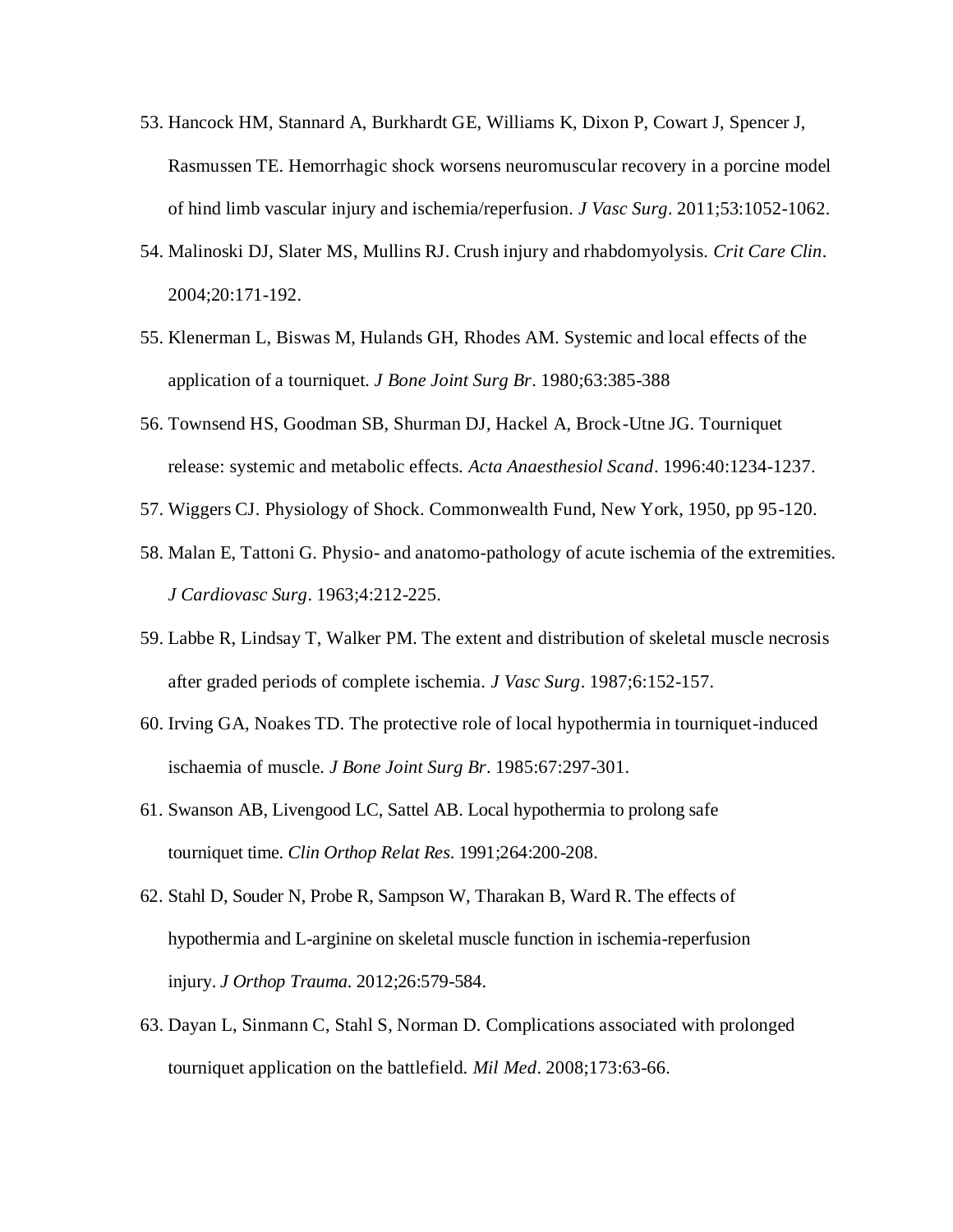53. Hancock HM, Stannard A, Burkhardt GE, Williams K, Dixon P, Cowart J, Spencer J, Rasmussen TE. Hemorrhagic shock worsens neuromuscular recovery in a porcine model of hind limb vascular injury and ischemia/reperfusion. *J Vasc Surg*. 2011;53:1052-1062.
54. Malinoski DJ, Slater MS, Mullins RJ. Crush injury and rhabdomyolysis. *Crit Care Clin*. 2004;20:171-192.
55. Klenerman L, Biswas M, Hulands GH, Rhodes AM. Systemic and local effects of the application of a tourniquet. *J Bone Joint Surg Br*. 1980;63:385-388
56. Townsend HS, Goodman SB, Shurman DJ, Hackel A, Brock-Utne JG. Tourniquet release: systemic and metabolic effects. *Acta Anaesthesiol Scand*. 1996:40:1234-1237.
57. Wiggers CJ. Physiology of Shock. Commonwealth Fund, New York, 1950, pp 95-120.
58. Malan E, Tattoni G. Physio- and anatomo-pathology of acute ischemia of the extremities. *J Cardiovasc Surg*. 1963;4:212-225.
59. Labbe R, Lindsay T, Walker PM. The extent and distribution of skeletal muscle necrosis after graded periods of complete ischemia. *J Vasc Surg*. 1987;6:152-157.
60. Irving GA, Noakes TD. The protective role of local hypothermia in tourniquet-induced ischaemia of muscle. *J Bone Joint Surg Br*. 1985:67:297-301.
61. Swanson AB, Livengood LC, Sattel AB. Local hypothermia to prolong safe tourniquet time. *Clin Orthop Relat Res*. 1991;264:200-208.
62. Stahl D, Souder N, Probe R, Sampson W, Tharakan B, Ward R. The effects of hypothermia and L-arginine on skeletal muscle function in ischemia-reperfusion injury. *J Orthop Trauma*. 2012;26:579-584.
63. Dayan L, Sinmann C, Stahl S, Norman D. Complications associated with prolonged tourniquet application on the battlefield. *Mil Med*. 2008;173:63-66.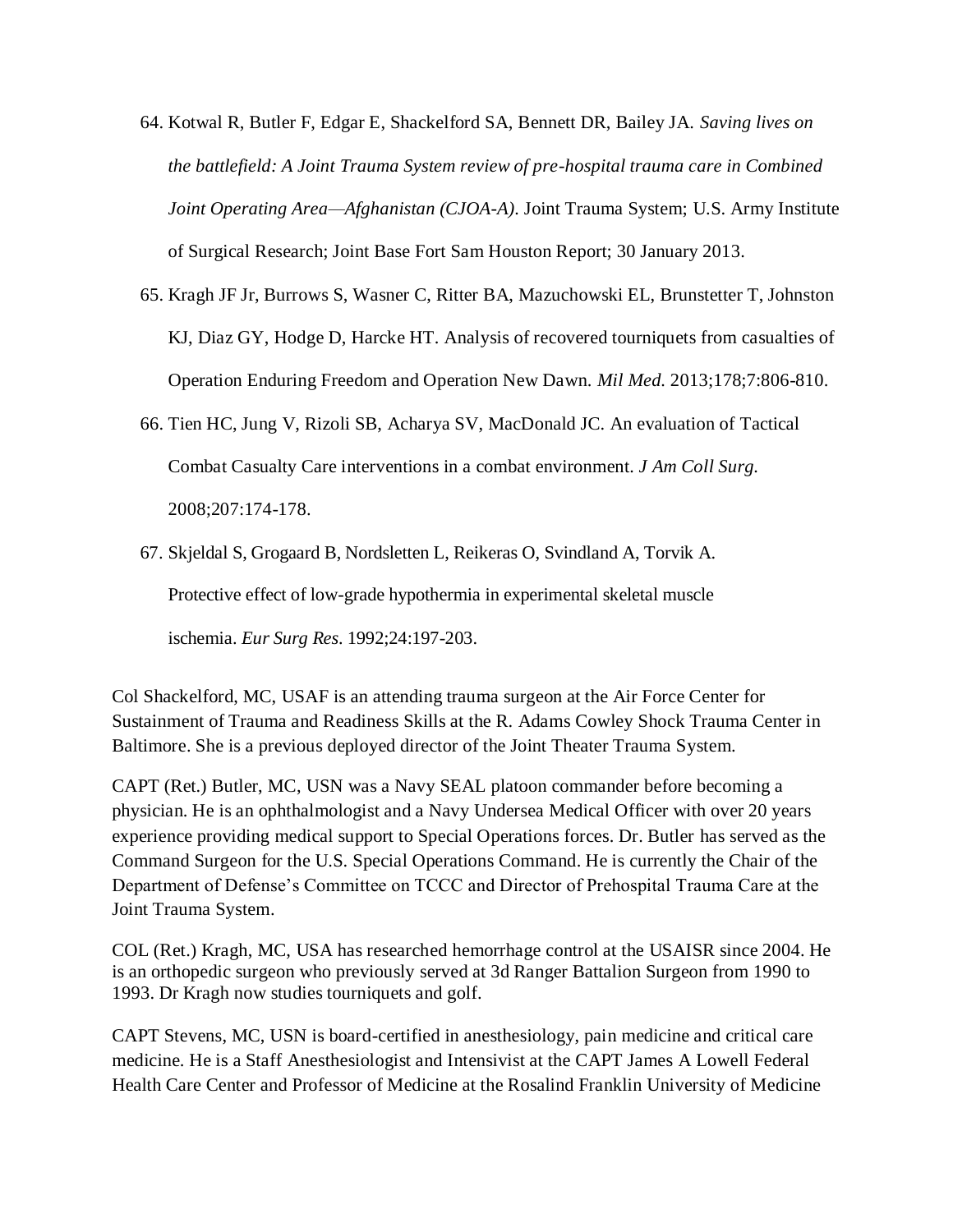64. Kotwal R, Butler F, Edgar E, Shackelford SA, Bennett DR, Bailey JA. *Saving lives on the battlefield: A Joint Trauma System review of pre-hospital trauma care in Combined Joint Operating Area—Afghanistan (CJOA-A)*. Joint Trauma System; U.S. Army Institute of Surgical Research; Joint Base Fort Sam Houston Report; 30 January 2013.
65. Kragh JF Jr, Burrows S, Wasner C, Ritter BA, Mazuchowski EL, Brunstetter T, Johnston KJ, Diaz GY, Hodge D, Harcke HT. Analysis of recovered tourniquets from casualties of Operation Enduring Freedom and Operation New Dawn. *Mil Med.* 2013;178;7:806-810.
66. Tien HC, Jung V, Rizoli SB, Acharya SV, MacDonald JC. An evaluation of Tactical Combat Casualty Care interventions in a combat environment. *J Am Coll Surg.* 2008;207:174-178.
67. Skjeldal S, Grogaard B, Nordsletten L, Reikeras O, Svindland A, Torvik A. Protective effect of low-grade hypothermia in experimental skeletal muscle ischemia. *Eur Surg Res.* 1992;24:197-203.

Col Shackelford, MC, USAF is an attending trauma surgeon at the Air Force Center for Sustainment of Trauma and Readiness Skills at the R. Adams Cowley Shock Trauma Center in Baltimore. She is a previous deployed director of the Joint Theater Trauma System.

CAPT (Ret.) Butler, MC, USN was a Navy SEAL platoon commander before becoming a physician. He is an ophthalmologist and a Navy Undersea Medical Officer with over 20 years experience providing medical support to Special Operations forces. Dr. Butler has served as the Command Surgeon for the U.S. Special Operations Command. He is currently the Chair of the Department of Defense's Committee on TCCC and Director of Prehospital Trauma Care at the Joint Trauma System.

COL (Ret.) Kragh, MC, USA has researched hemorrhage control at the USAISR since 2004. He is an orthopedic surgeon who previously served at 3d Ranger Battalion Surgeon from 1990 to 1993. Dr Kragh now studies tourniquets and golf.

CAPT Stevens, MC, USN is board-certified in anesthesiology, pain medicine and critical care medicine. He is a Staff Anesthesiologist and Intensivist at the CAPT James A Lowell Federal Health Care Center and Professor of Medicine at the Rosalind Franklin University of Medicine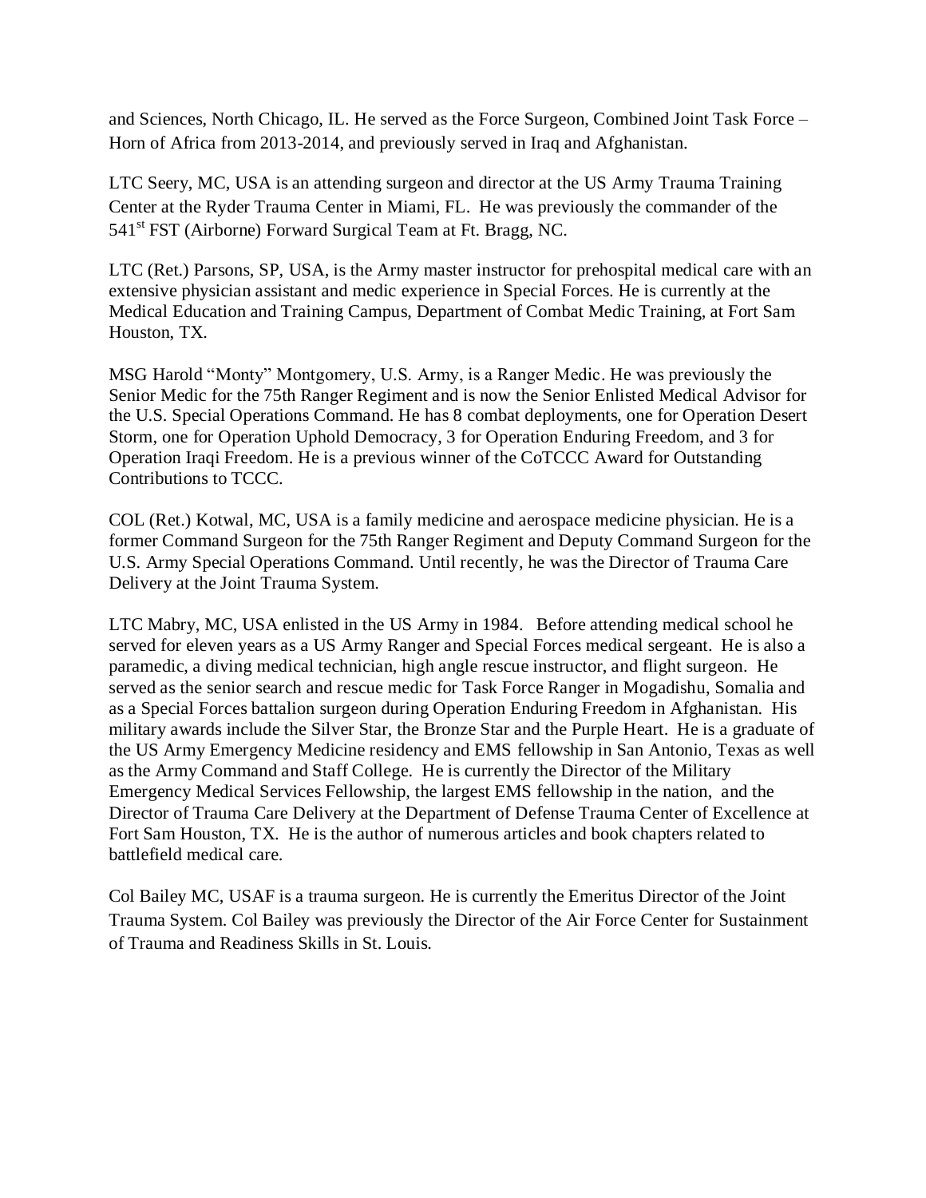and Sciences, North Chicago, IL. He served as the Force Surgeon, Combined Joint Task Force – Horn of Africa from 2013-2014, and previously served in Iraq and Afghanistan.

LTC Seery, MC, USA is an attending surgeon and director at the US Army Trauma Training Center at the Ryder Trauma Center in Miami, FL. He was previously the commander of the 541st FST (Airborne) Forward Surgical Team at Ft. Bragg, NC.

LTC (Ret.) Parsons, SP, USA, is the Army master instructor for prehospital medical care with an extensive physician assistant and medic experience in Special Forces. He is currently at the Medical Education and Training Campus, Department of Combat Medic Training, at Fort Sam Houston, TX.

MSG Harold "Monty" Montgomery, U.S. Army, is a Ranger Medic. He was previously the Senior Medic for the 75th Ranger Regiment and is now the Senior Enlisted Medical Advisor for the U.S. Special Operations Command. He has 8 combat deployments, one for Operation Desert Storm, one for Operation Uphold Democracy, 3 for Operation Enduring Freedom, and 3 for Operation Iraqi Freedom. He is a previous winner of the CoTCCC Award for Outstanding Contributions to TCCC.

COL (Ret.) Kotwal, MC, USA is a family medicine and aerospace medicine physician. He is a former Command Surgeon for the 75th Ranger Regiment and Deputy Command Surgeon for the U.S. Army Special Operations Command. Until recently, he was the Director of Trauma Care Delivery at the Joint Trauma System.

LTC Mabry, MC, USA enlisted in the US Army in 1984. Before attending medical school he served for eleven years as a US Army Ranger and Special Forces medical sergeant. He is also a paramedic, a diving medical technician, high angle rescue instructor, and flight surgeon. He served as the senior search and rescue medic for Task Force Ranger in Mogadishu, Somalia and as a Special Forces battalion surgeon during Operation Enduring Freedom in Afghanistan. His military awards include the Silver Star, the Bronze Star and the Purple Heart. He is a graduate of the US Army Emergency Medicine residency and EMS fellowship in San Antonio, Texas as well as the Army Command and Staff College. He is currently the Director of the Military Emergency Medical Services Fellowship, the largest EMS fellowship in the nation, and the Director of Trauma Care Delivery at the Department of Defense Trauma Center of Excellence at Fort Sam Houston, TX. He is the author of numerous articles and book chapters related to battlefield medical care.

Col Bailey MC, USAF is a trauma surgeon. He is currently the Emeritus Director of the Joint Trauma System. Col Bailey was previously the Director of the Air Force Center for Sustainment of Trauma and Readiness Skills in St. Louis.